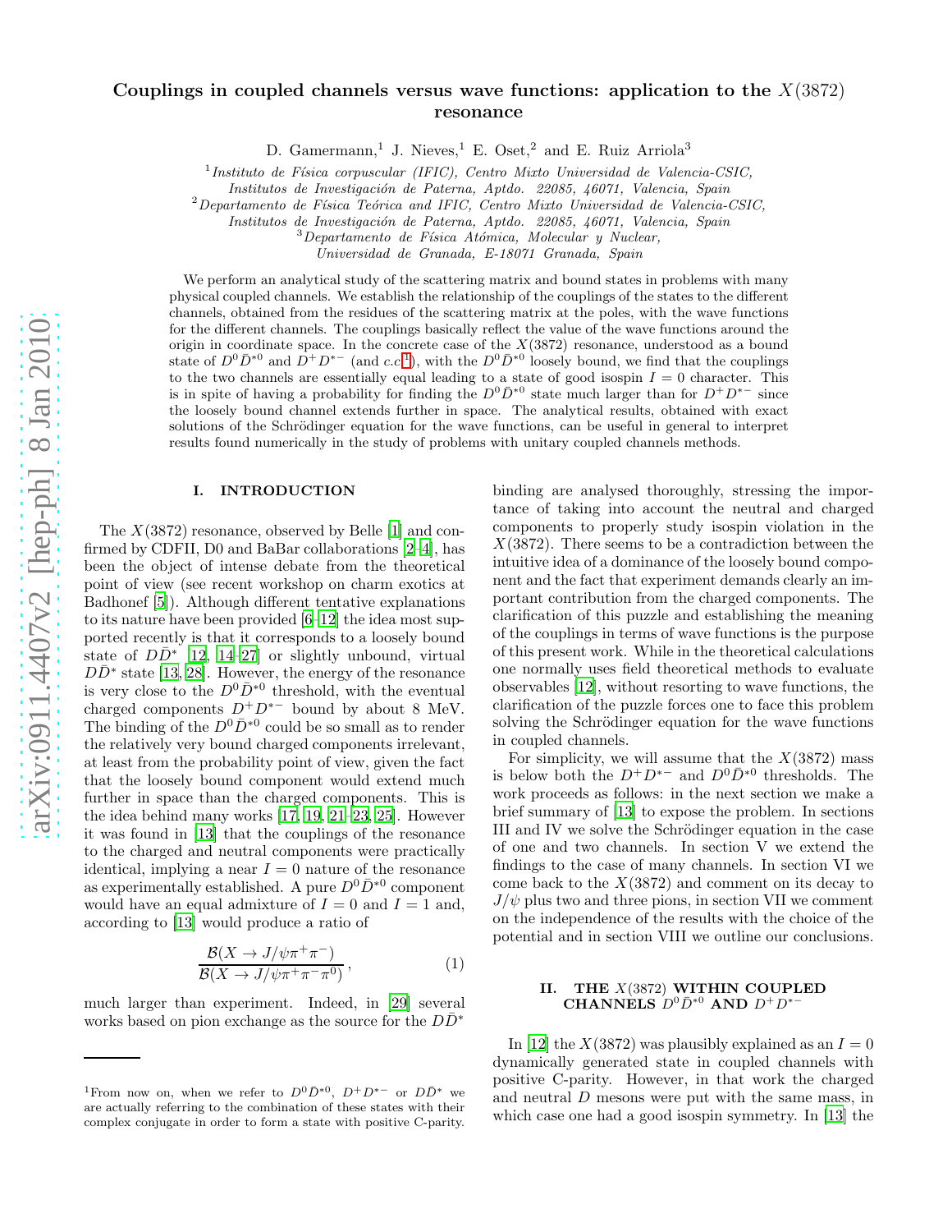# Couplings in coupled channels versus wave functions: application to the $X(3872)$ resonance

D. Gamermann,[1] J. Nieves,[1] E. Oset,[2] and E. Ruiz Arriola[3]

[1] *Instituto de Física corpuscular (IFIC), Centro Mixto Universidad de Valencia-CSIC, Institutos de Investigación de Paterna, Aptdo. 22085, 46071, Valencia, Spain*

[2] *Departamento de Física Teórica and IFIC, Centro Mixto Universidad de Valencia-CSIC, Institutos de Investigación de Paterna, Aptdo. 22085, 46071, Valencia, Spain*

[3] *Departamento de Física Atómica, Molecular y Nuclear, Universidad de Granada, E-18071 Granada, Spain*

We perform an analytical study of the scattering matrix and bound states in problems with many physical coupled channels. We establish the relationship of the couplings of the states to the different channels, obtained from the residues of the scattering matrix at the poles, with the wave functions for the different channels. The couplings basically reflect the value of the wave functions around the origin in coordinate space. In the concrete case of the $X(3872)$ resonance, understood as a bound state of $D^0\bar{D}^{*0}$ and $D^+D^{*-}$ (and $c.c.$[1]), with the $D^0\bar{D}^{*0}$ loosely bound, we find that the couplings to the two channels are essentially equal leading to a state of good isospin $I = 0$ character. This is in spite of having a probability for finding the $D^0\bar{D}^{*0}$ state much larger than for $D^+D^{*-}$ since the loosely bound channel extends further in space. The analytical results, obtained with exact solutions of the Schrödinger equation for the wave functions, can be useful in general to interpret results found numerically in the study of problems with unitary coupled channels methods.

## I. INTRODUCTION

The $X(3872)$ resonance, observed by Belle [1] and confirmed by CDFII, D0 and BaBar collaborations [2–4], has been the object of intense debate from the theoretical point of view (see recent workshop on charm exotics at Badhonef [5]). Although different tentative explanations to its nature have been provided [6–12] the idea most supported recently is that it corresponds to a loosely bound state of $D\bar{D}^*$ [12, 14–27] or slightly unbound, virtual $D\bar{D}^*$ state [13, 28]. However, the energy of the resonance is very close to the $D^0\bar{D}^{*0}$ threshold, with the eventual charged components $D^+D^{*-}$ bound by about 8 MeV. The binding of the $D^0\bar{D}^{*0}$ could be so small as to render the relatively very bound charged components irrelevant, at least from the probability point of view, given the fact that the loosely bound component would extend much further in space than the charged components. This is the idea behind many works [17, 19, 21–23, 25]. However it was found in [13] that the couplings of the resonance to the charged and neutral components were practically identical, implying a near $I = 0$ nature of the resonance as experimentally established. A pure $D^0\bar{D}^{*0}$ component would have an equal admixture of $I = 0$ and $I = 1$ and, according to [13] would produce a ratio of

$$
\frac{\mathcal{B}(X \to J/\psi\pi^+\pi^-)}{\mathcal{B}(X \to J/\psi\pi^+\pi^-\pi^0)}\,, \tag{1}
$$

much larger than experiment. Indeed, in [29] several works based on pion exchange as the source for the $D\bar{D}^*$ binding are analysed thoroughly, stressing the importance of taking into account the neutral and charged components to properly study isospin violation in the $X(3872)$. There seems to be a contradiction between the intuitive idea of a dominance of the loosely bound component and the fact that experiment demands clearly an important contribution from the charged components. The clarification of this puzzle and establishing the meaning of the couplings in terms of wave functions is the purpose of this present work. While in the theoretical calculations one normally uses field theoretical methods to evaluate observables [12], without resorting to wave functions, the clarification of the puzzle forces one to face this problem solving the Schrödinger equation for the wave functions in coupled channels.

For simplicity, we will assume that the $X(3872)$ mass is below both the $D^+D^{*-}$ and $D^0\bar{D}^{*0}$ thresholds. The work proceeds as follows: in the next section we make a brief summary of [13] to expose the problem. In sections III and IV we solve the Schrödinger equation in the case of one and two channels. In section V we extend the findings to the case of many channels. In section VI we come back to the $X(3872)$ and comment on its decay to $J/\psi$ plus two and three pions, in section VII we comment on the independence of the results with the choice of the potential and in section VIII we outline our conclusions.

## II. THE $X(3872)$ WITHIN COUPLED CHANNELS $D^0\bar{D}^{*0}$ AND $D^+D^{*-}$

In [12] the $X(3872)$ was plausibly explained as an $I = 0$ dynamically generated state in coupled channels with positive C-parity. However, in that work the charged and neutral $D$ mesons were put with the same mass, in which case one had a good isospin symmetry. In [13] the

---

[1] From now on, when we refer to $D^0\bar{D}^{*0}$, $D^+D^{*-}$ or $D\bar{D}^*$ we are actually referring to the combination of these states with their complex conjugate in order to form a state with positive C-parity.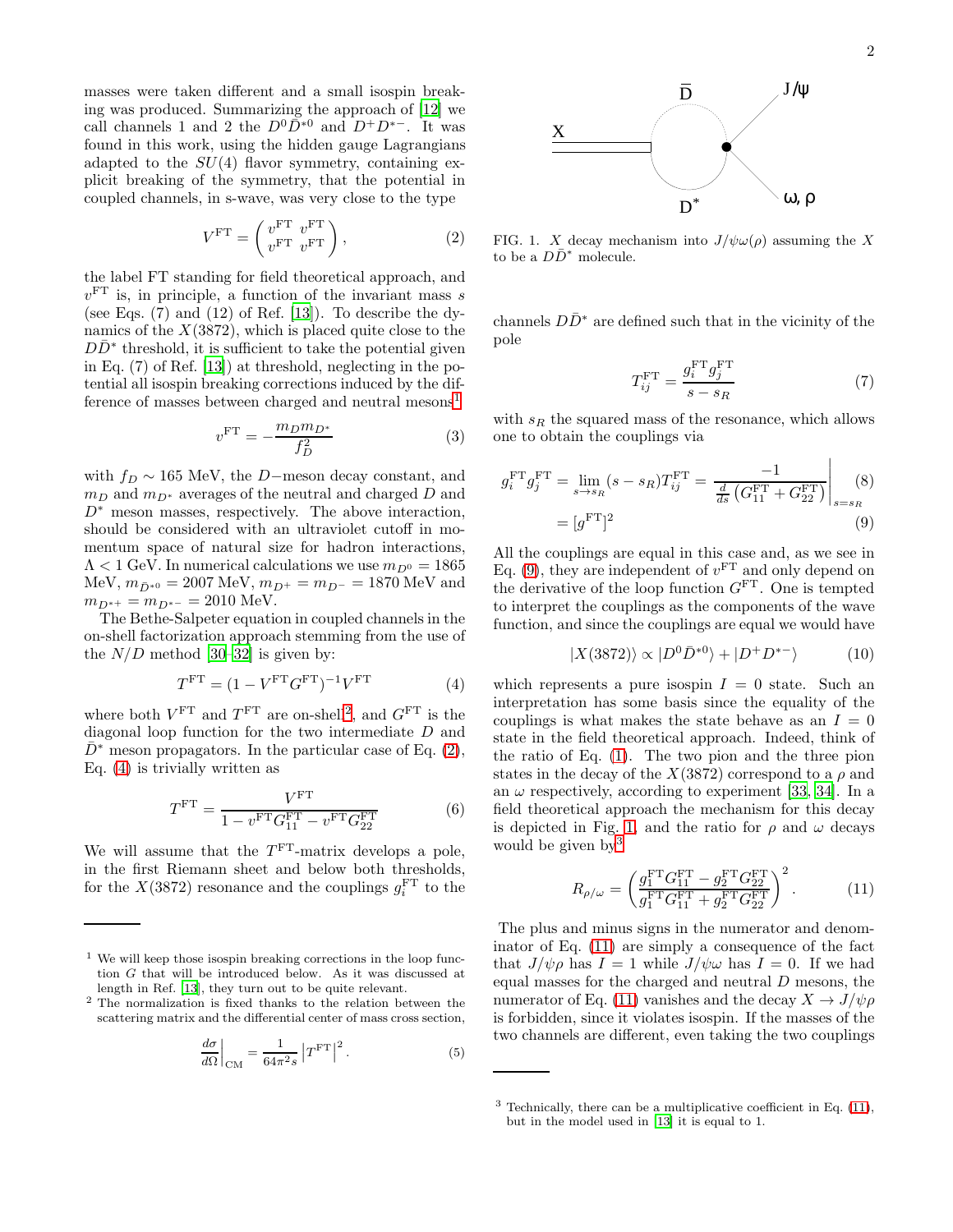masses were taken different and a small isospin breaking was produced. Summarizing the approach of [12] we call channels 1 and 2 the $D^0\bar{D}^{*0}$ and $D^+D^{*-}$. It was found in this work, using the hidden gauge Lagrangians adapted to the $SU(4)$ flavor symmetry, containing explicit breaking of the symmetry, that the potential in coupled channels, in s-wave, was very close to the type

$$V^{\rm FT} = \begin{pmatrix} v^{\rm FT} & v^{\rm FT} \\ v^{\rm FT} & v^{\rm FT} \end{pmatrix}, \tag{2}$$

the label FT standing for field theoretical approach, and $v^{\rm FT}$ is, in principle, a function of the invariant mass $s$ (see Eqs. (7) and (12) of Ref. [13]). To describe the dynamics of the $X(3872)$, which is placed quite close to the $D\bar{D}^*$ threshold, it is sufficient to take the potential given in Eq. (7) of Ref. [13]) at threshold, neglecting in the potential all isospin breaking corrections induced by the difference of masses between charged and neutral mesons[1]

$$v^{\rm FT} = -\frac{m_D m_{D^*}}{f_D^2} \tag{3}$$

with $f_D \sim 165$ MeV, the $D-$meson decay constant, and $m_D$ and $m_{D^*}$ averages of the neutral and charged $D$ and $D^*$ meson masses, respectively. The above interaction, should be considered with an ultraviolet cutoff in momentum space of natural size for hadron interactions, $\Lambda < 1$ GeV. In numerical calculations we use $m_{D^0} = 1865$ MeV, $m_{\bar{D}^{*0}} = 2007$ MeV, $m_{D^+} = m_{D^-} = 1870$ MeV and $m_{D^{*+}} = m_{D^{*-}} = 2010$ MeV.

The Bethe-Salpeter equation in coupled channels in the on-shell factorization approach stemming from the use of the $N/D$ method [30–32] is given by:

$$T^{\rm FT} = (1 - V^{\rm FT}G^{\rm FT})^{-1}V^{\rm FT} \tag{4}$$

where both $V^{\rm FT}$ and $T^{\rm FT}$ are on-shell[2], and $G^{\rm FT}$ is the diagonal loop function for the two intermediate $D$ and $\bar{D}^*$ meson propagators. In the particular case of Eq. (2), Eq. (4) is trivially written as

$$T^{\rm FT} = \frac{V^{\rm FT}}{1 - v^{\rm FT}G_{11}^{\rm FT} - v^{\rm FT}G_{22}^{\rm FT}} \tag{6}$$

We will assume that the $T^{\rm FT}$-matrix develops a pole, in the first Riemann sheet and below both thresholds, for the $X(3872)$ resonance and the couplings $g_i^{\rm FT}$ to the channels $D\bar{D}^*$ are defined such that in the vicinity of the pole

$$T_{ij}^{\rm FT} = \frac{g_i^{\rm FT} g_j^{\rm FT}}{s - s_R} \tag{7}$$

with $s_R$ the squared mass of the resonance, which allows one to obtain the couplings via

$$g_i^{\rm FT} g_j^{\rm FT} = \lim_{s\to s_R} (s - s_R) T_{ij}^{\rm FT} = \left. \frac{-1}{\frac{d}{ds}\left(G_{11}^{\rm FT} + G_{22}^{\rm FT}\right)} \right|_{s=s_R} \tag{8}$$

$$= [g^{\rm FT}]^2 \tag{9}$$

All the couplings are equal in this case and, as we see in Eq. (9), they are independent of $v^{\rm FT}$ and only depend on the derivative of the loop function $G^{\rm FT}$. One is tempted to interpret the couplings as the components of the wave function, and since the couplings are equal we would have

$$|X(3872)\rangle \propto |D^0\bar{D}^{*0}\rangle + |D^+D^{*-}\rangle \tag{10}$$

which represents a pure isospin $I = 0$ state. Such an interpretation has some basis since the equality of the couplings is what makes the state behave as an $I = 0$ state in the field theoretical approach. Indeed, think of the ratio of Eq. (1). The two pion and the three pion states in the decay of the $X(3872)$ correspond to a $\rho$ and an $\omega$ respectively, according to experiment [33, 34]. In a field theoretical approach the mechanism for this decay is depicted in Fig. 1, and the ratio for $\rho$ and $\omega$ decays would be given by[3]

$$R_{\rho/\omega} = \left(\frac{g_1^{\rm FT}G_{11}^{\rm FT} - g_2^{\rm FT}G_{22}^{\rm FT}}{g_1^{\rm FT}G_{11}^{\rm FT} + g_2^{\rm FT}G_{22}^{\rm FT}}\right)^2. \tag{11}$$

The plus and minus signs in the numerator and denominator of Eq. (11) are simply a consequence of the fact that $J/\psi\rho$ has $I = 1$ while $J/\psi\omega$ has $I = 0$. If we had equal masses for the charged and neutral $D$ mesons, the numerator of Eq. (11) vanishes and the decay $X \to J/\psi\rho$ is forbidden, since it violates isospin. If the masses of the two channels are different, even taking the two couplings

FIG. 1. $X$ decay mechanism into $J/\psi\omega(\rho)$ assuming the $X$ to be a $D\bar{D}^*$ molecule.

[1] We will keep those isospin breaking corrections in the loop function $G$ that will be introduced below. As it was discussed at length in Ref. [13], they turn out to be quite relevant.

[2] The normalization is fixed thanks to the relation between the scattering matrix and the differential center of mass cross section,

$$\left.\frac{d\sigma}{d\Omega}\right|_{\rm CM} = \frac{1}{64\pi^2 s}\left|T^{\rm FT}\right|^2. \tag{5}$$

[3] Technically, there can be a multiplicative coefficient in Eq. (11), but in the model used in [13] it is equal to 1.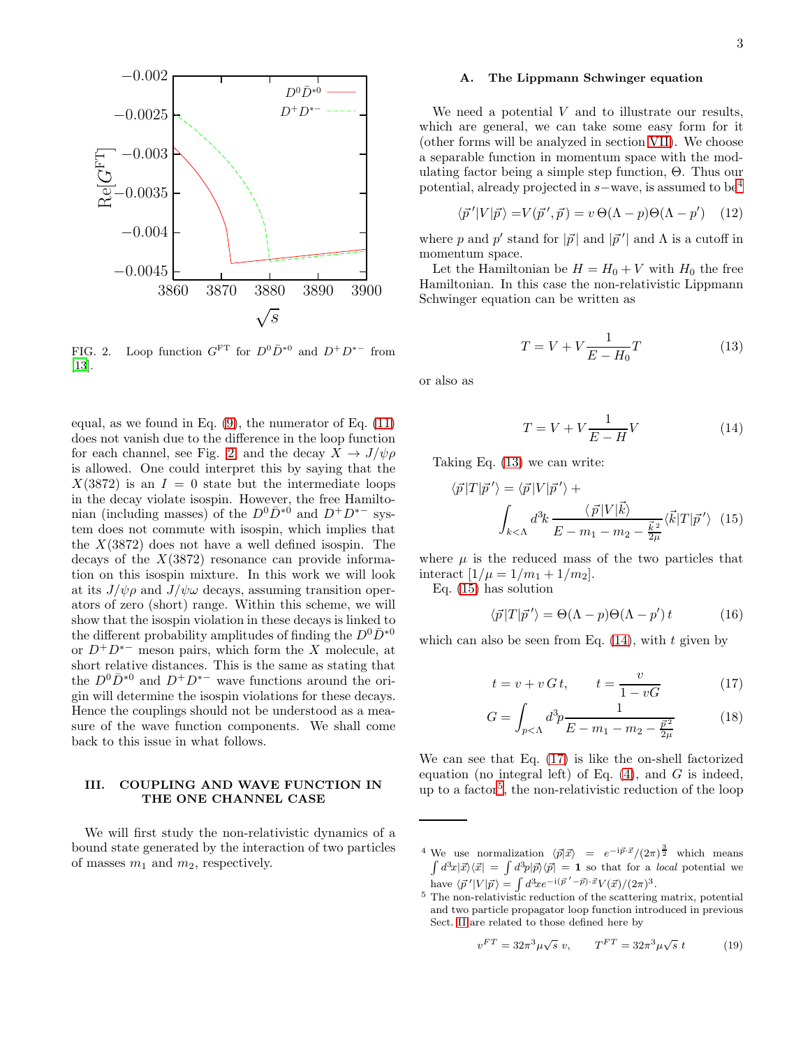FIG. 2. Loop function $G^{\rm FT}$ for $D^0\bar{D}^{*0}$ and $D^+D^{*-}$ from [13].

equal, as we found in Eq. (9), the numerator of Eq. (11) does not vanish due to the difference in the loop function for each channel, see Fig. 2, and the decay $X \to J/\psi\rho$ is allowed. One could interpret this by saying that the $X(3872)$ is an $I=0$ state but the intermediate loops in the decay violate isospin. However, the free Hamiltonian (including masses) of the $D^0\bar{D}^{*0}$ and $D^+D^{*-}$ system does not commute with isospin, which implies that the $X(3872)$ does not have a well defined isospin. The decays of the $X(3872)$ resonance can provide information on this isospin mixture. In this work we will look at its $J/\psi\rho$ and $J/\psi\omega$ decays, assuming transition operators of zero (short) range. Within this scheme, we will show that the isospin violation in these decays is linked to the different probability amplitudes of finding the $D^0\bar{D}^{*0}$ or $D^+D^{*-}$ meson pairs, which form the $X$ molecule, at short relative distances. This is the same as stating that the $D^0\bar{D}^{*0}$ and $D^+D^{*-}$ wave functions around the origin will determine the isospin violations for these decays. Hence the couplings should not be understood as a measure of the wave function components. We shall come back to this issue in what follows.

## III. COUPLING AND WAVE FUNCTION IN THE ONE CHANNEL CASE

We will first study the non-relativistic dynamics of a bound state generated by the interaction of two particles of masses $m_1$ and $m_2$, respectively.

### A. The Lippmann Schwinger equation

We need a potential $V$ and to illustrate our results, which are general, we can take some easy form for it (other forms will be analyzed in section VII). We choose a separable function in momentum space with the modulating factor being a simple step function, $\Theta$. Thus our potential, already projected in $s-$wave, is assumed to be[4]

$$\langle \vec{p}\,'|V|\vec{p}\rangle = V(\vec{p}\,',\vec{p}) = v\,\Theta(\Lambda-p)\Theta(\Lambda-p') \tag{12}$$

where $p$ and $p'$ stand for $|\vec{p}|$ and $|\vec{p}\,'|$ and $\Lambda$ is a cutoff in momentum space.

Let the Hamiltonian be $H=H_0+V$ with $H_0$ the free Hamiltonian. In this case the non-relativistic Lippmann Schwinger equation can be written as

$$T = V + V\frac{1}{E-H_0}T \tag{13}$$

or also as

$$T = V + V\frac{1}{E-H}V \tag{14}$$

Taking Eq. (13) we can write:

$$\langle\vec{p}|T|\vec{p}\,'\rangle = \langle\vec{p}|V|\vec{p}\,'\rangle + \int_{k<\Lambda} d^3k\,\frac{\langle\vec{p}|V|\vec{k}\rangle}{E-m_1-m_2-\frac{\vec{k}^{\,2}}{2\mu}}\langle\vec{k}|T|\vec{p}\,'\rangle \tag{15}$$

where $\mu$ is the reduced mass of the two particles that interact $[1/\mu = 1/m_1 + 1/m_2]$.

Eq. (15) has solution

$$\langle\vec{p}|T|\vec{p}\,'\rangle = \Theta(\Lambda-p)\Theta(\Lambda-p')\,t \tag{16}$$

which can also be seen from Eq. (14), with $t$ given by

$$t = v + v\,G\,t, \qquad t=\frac{v}{1-vG} \tag{17}$$

$$G = \int_{p<\Lambda} d^3p\frac{1}{E-m_1-m_2-\frac{\vec{p}^{\,2}}{2\mu}} \tag{18}$$

We can see that Eq. (17) is like the on-shell factorized equation (no integral left) of Eq. (4), and $G$ is indeed, up to a factor[5], the non-relativistic reduction of the loop

---

[4] We use normalization $\langle\vec{p}|\vec{x}\rangle = e^{-{\rm i}\vec{p}\cdot\vec{x}}/(2\pi)^{\frac{3}{2}}$ which means $\int d^3x|\vec{x}\rangle\langle\vec{x}| = \int d^3p|\vec{p}\rangle\langle\vec{p}| = \mathbf{1}$ so that for a *local* potential we have $\langle\vec{p}\,'|V|\vec{p}\rangle = \int d^3x e^{-{\rm i}(\vec{p}\,'-\vec{p})\cdot\vec{x}}V(\vec{x})/(2\pi)^3$.

[5] The non-relativistic reduction of the scattering matrix, potential and two particle propagator loop function introduced in previous Sect. II are related to those defined here by

$$v^{FT} = 32\pi^3\mu\sqrt{s}\;v, \qquad T^{FT} = 32\pi^3\mu\sqrt{s}\;t \tag{19}$$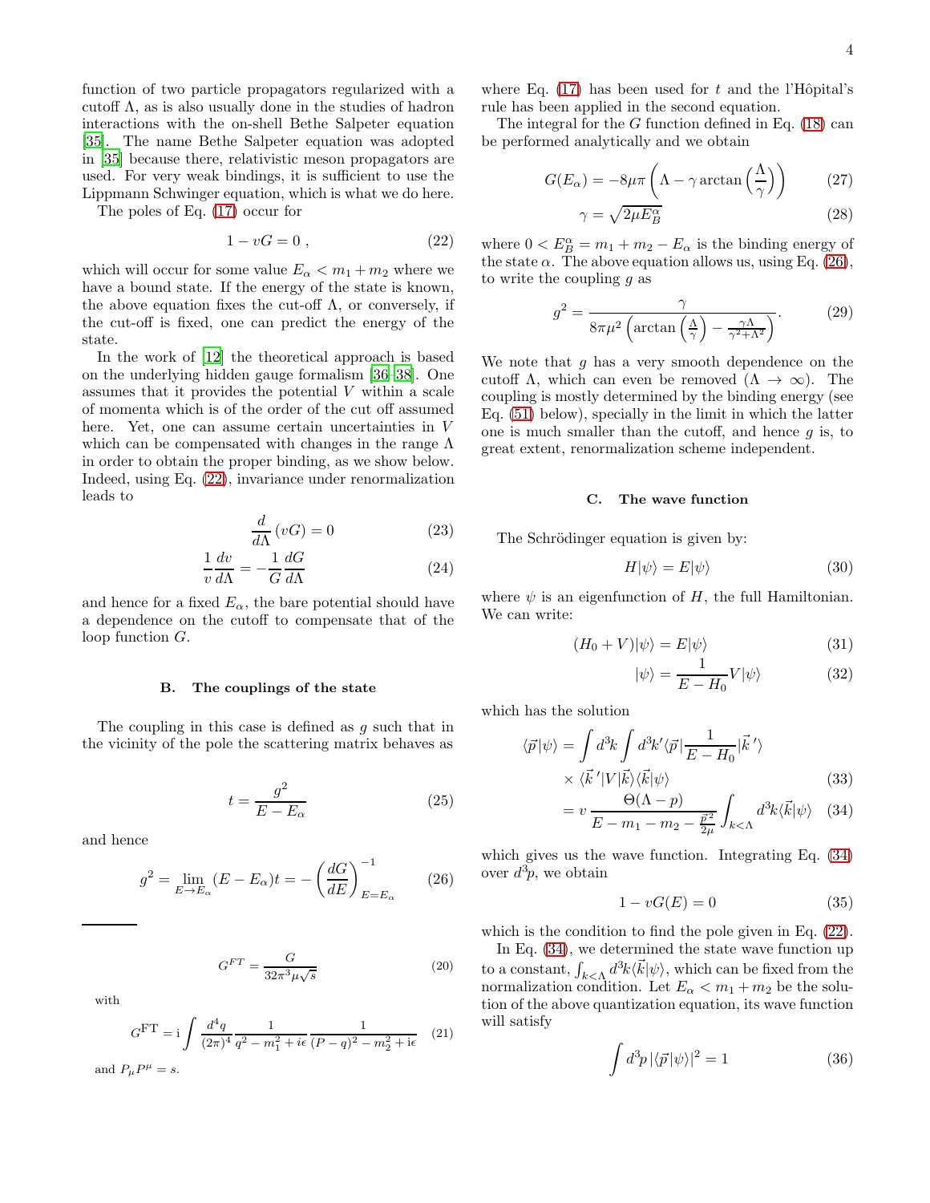function of two particle propagators regularized with a cutoff $\Lambda$, as is also usually done in the studies of hadron interactions with the on-shell Bethe Salpeter equation [35]. The name Bethe Salpeter equation was adopted in [35] because there, relativistic meson propagators are used. For very weak bindings, it is sufficient to use the Lippmann Schwinger equation, which is what we do here.

The poles of Eq. (17) occur for

$$1 - vG = 0 \,, \tag{22}$$

which will occur for some value $E_\alpha < m_1 + m_2$ where we have a bound state. If the energy of the state is known, the above equation fixes the cut-off $\Lambda$, or conversely, if the cut-off is fixed, one can predict the energy of the state.

In the work of [12] the theoretical approach is based on the underlying hidden gauge formalism [36–38]. One assumes that it provides the potential $V$ within a scale of momenta which is of the order of the cut off assumed here. Yet, one can assume certain uncertainties in $V$ which can be compensated with changes in the range $\Lambda$ in order to obtain the proper binding, as we show below. Indeed, using Eq. (22), invariance under renormalization leads to

$$\frac{d}{d\Lambda}(vG) = 0 \tag{23}$$

$$\frac{1}{v}\frac{dv}{d\Lambda} = -\frac{1}{G}\frac{dG}{d\Lambda} \tag{24}$$

and hence for a fixed $E_\alpha$, the bare potential should have a dependence on the cutoff to compensate that of the loop function $G$.

### B. The couplings of the state

The coupling in this case is defined as $g$ such that in the vicinity of the pole the scattering matrix behaves as

$$t = \frac{g^2}{E - E_\alpha} \tag{25}$$

and hence

$$g^2 = \lim_{E\to E_\alpha}(E - E_\alpha)t = -\left(\frac{dG}{dE}\right)^{-1}_{E=E_\alpha} \tag{26}$$

where Eq. (17) has been used for $t$ and the l'Hôpital's rule has been applied in the second equation.

The integral for the $G$ function defined in Eq. (18) can be performed analytically and we obtain

$$G(E_\alpha) = -8\mu\pi\left(\Lambda - \gamma\arctan\left(\frac{\Lambda}{\gamma}\right)\right) \tag{27}$$

$$\gamma = \sqrt{2\mu E_B^\alpha} \tag{28}$$

where $0 < E_B^\alpha = m_1 + m_2 - E_\alpha$ is the binding energy of the state $\alpha$. The above equation allows us, using Eq. (26), to write the coupling $g$ as

$$g^2 = \frac{\gamma}{8\pi\mu^2\left(\arctan\left(\frac{\Lambda}{\gamma}\right) - \frac{\gamma\Lambda}{\gamma^2+\Lambda^2}\right)}. \tag{29}$$

We note that $g$ has a very smooth dependence on the cutoff $\Lambda$, which can even be removed ($\Lambda \to \infty$). The coupling is mostly determined by the binding energy (see Eq. (51) below), specially in the limit in which the latter one is much smaller than the cutoff, and hence $g$ is, to great extent, renormalization scheme independent.

### C. The wave function

The Schrödinger equation is given by:

$$H|\psi\rangle = E|\psi\rangle \tag{30}$$

where $\psi$ is an eigenfunction of $H$, the full Hamiltonian. We can write:

$$(H_0 + V)|\psi\rangle = E|\psi\rangle \tag{31}$$

$$|\psi\rangle = \frac{1}{E - H_0}V|\psi\rangle \tag{32}$$

which has the solution

$$\langle\vec{p}|\psi\rangle = \int d^3k \int d^3k' \langle\vec{p}|\frac{1}{E - H_0}|\vec{k}\,'\rangle \times \langle\vec{k}\,'|V|\vec{k}\rangle\langle\vec{k}|\psi\rangle \tag{33}$$

$$= v\,\frac{\Theta(\Lambda - p)}{E - m_1 - m_2 - \frac{\vec{p}^{\,2}}{2\mu}}\int_{k<\Lambda} d^3k\langle\vec{k}|\psi\rangle \tag{34}$$

which gives us the wave function. Integrating Eq. (34) over $d^3p$, we obtain

$$1 - vG(E) = 0 \tag{35}$$

which is the condition to find the pole given in Eq. (22).

In Eq. (34), we determined the state wave function up to a constant, $\int_{k<\Lambda} d^3k\langle\vec{k}|\psi\rangle$, which can be fixed from the normalization condition. Let $E_\alpha < m_1 + m_2$ be the solution of the above quantization equation, its wave function will satisfy

$$\int d^3p\,|\langle\vec{p}|\psi\rangle|^2 = 1 \tag{36}$$

---

$$G^{FT} = \frac{G}{32\pi^3\mu\sqrt{s}} \tag{20}$$

with

$$G^{\rm FT} = {\rm i}\int\frac{d^4q}{(2\pi)^4}\frac{1}{q^2 - m_1^2 + i\epsilon}\frac{1}{(P-q)^2 - m_2^2 + {\rm i}\epsilon} \tag{21}$$

and $P_\mu P^\mu = s$.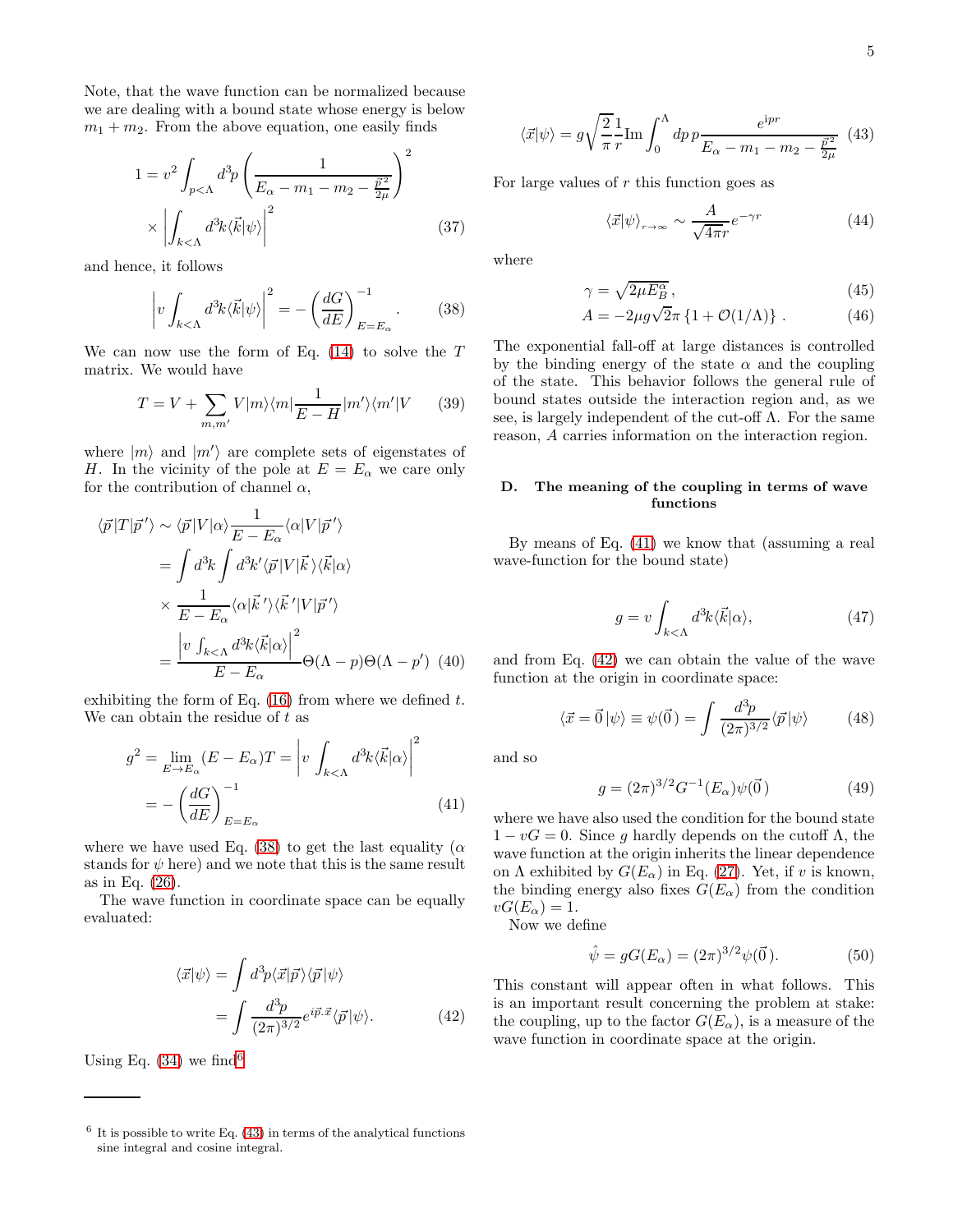Note, that the wave function can be normalized because we are dealing with a bound state whose energy is below $m_1 + m_2$. From the above equation, one easily finds

$$1 = v^2 \int_{p<\Lambda} d^3p \left( \frac{1}{E_\alpha - m_1 - m_2 - \frac{\vec{p}^{\,2}}{2\mu}} \right)^2 \times \left| \int_{k<\Lambda} d^3k \langle \vec{k}|\psi\rangle \right|^2 \tag{37}$$

and hence, it follows

$$\left| v \int_{k<\Lambda} d^3k \langle \vec{k}|\psi\rangle \right|^2 = -\left( \frac{dG}{dE} \right)^{-1}_{E=E_\alpha}. \tag{38}$$

We can now use the form of Eq. (14) to solve the $T$ matrix. We would have

$$T = V + \sum_{m,m'} V|m\rangle\langle m| \frac{1}{E-H} |m'\rangle\langle m'|V \tag{39}$$

where $|m\rangle$ and $|m'\rangle$ are complete sets of eigenstates of $H$. In the vicinity of the pole at $E = E_\alpha$ we care only for the contribution of channel $\alpha$,

$$\begin{aligned}
\langle \vec{p}|T|\vec{p}\,'\rangle &\sim \langle \vec{p}|V|\alpha\rangle \frac{1}{E - E_\alpha} \langle \alpha|V|\vec{p}\,'\rangle \\
&= \int d^3k \int d^3k' \langle \vec{p}|V|\vec{k}\,\rangle \langle \vec{k}|\alpha\rangle \\
&\times \frac{1}{E - E_\alpha} \langle \alpha|\vec{k}\,'\rangle \langle \vec{k}\,'|V|\vec{p}\,'\rangle \\
&= \frac{\left| v \int_{k<\Lambda} d^3k \langle \vec{k}|\alpha\rangle \right|^2}{E - E_\alpha} \Theta(\Lambda - p)\Theta(\Lambda - p')
\end{aligned} \tag{40}$$

exhibiting the form of Eq. (16) from where we defined $t$. We can obtain the residue of $t$ as

$$\begin{aligned}
g^2 = \lim_{E\to E_\alpha} (E - E_\alpha) T &= \left| v \int_{k<\Lambda} d^3k \langle \vec{k}|\alpha\rangle \right|^2 \\
&= -\left( \frac{dG}{dE} \right)^{-1}_{E=E_\alpha}
\end{aligned} \tag{41}$$

where we have used Eq. (38) to get the last equality ($\alpha$ stands for $\psi$ here) and we note that this is the same result as in Eq. (26).

The wave function in coordinate space can be equally evaluated:

$$\begin{aligned}
\langle \vec{x}|\psi\rangle &= \int d^3p \langle \vec{x}|\vec{p}\rangle \langle \vec{p}|\psi\rangle \\
&= \int \frac{d^3p}{(2\pi)^{3/2}} e^{i\vec{p}.\vec{x}} \langle \vec{p}|\psi\rangle.
\end{aligned} \tag{42}$$

Using Eq. (34) we find[6]

$$\langle \vec{x}|\psi\rangle = g\sqrt{\frac{2}{\pi}} \frac{1}{r} \mathrm{Im} \int_0^\Lambda dp\, p \frac{e^{ipr}}{E_\alpha - m_1 - m_2 - \frac{\vec{p}^{\,2}}{2\mu}} \tag{43}$$

For large values of $r$ this function goes as

$$\langle \vec{x}|\psi\rangle_{r\to\infty} \sim \frac{A}{\sqrt{4\pi} r} e^{-\gamma r} \tag{44}$$

where

$$\gamma = \sqrt{2\mu E_B^\alpha}\,, \tag{45}$$

$$A = -2\mu g \sqrt{2}\pi \left\{ 1 + \mathcal{O}(1/\Lambda) \right\}. \tag{46}$$

The exponential fall-off at large distances is controlled by the binding energy of the state $\alpha$ and the coupling of the state. This behavior follows the general rule of bound states outside the interaction region and, as we see, is largely independent of the cut-off $\Lambda$. For the same reason, $A$ carries information on the interaction region.

### D. The meaning of the coupling in terms of wave functions

By means of Eq. (41) we know that (assuming a real wave-function for the bound state)

$$g = v \int_{k<\Lambda} d^3k \langle \vec{k}|\alpha\rangle, \tag{47}$$

and from Eq. (42) we can obtain the value of the wave function at the origin in coordinate space:

$$\langle \vec{x} = \vec{0}\,|\psi\rangle \equiv \psi(\vec{0}\,) = \int \frac{d^3p}{(2\pi)^{3/2}} \langle \vec{p}|\psi\rangle \tag{48}$$

and so

$$g = (2\pi)^{3/2} G^{-1}(E_\alpha) \psi(\vec{0}\,) \tag{49}$$

where we have also used the condition for the bound state $1 - vG = 0$. Since $g$ hardly depends on the cutoff $\Lambda$, the wave function at the origin inherits the linear dependence on $\Lambda$ exhibited by $G(E_\alpha)$ in Eq. (27). Yet, if $v$ is known, the binding energy also fixes $G(E_\alpha)$ from the condition $vG(E_\alpha) = 1$.

Now we define

$$\hat{\psi} = gG(E_\alpha) = (2\pi)^{3/2} \psi(\vec{0}\,). \tag{50}$$

This constant will appear often in what follows. This is an important result concerning the problem at stake: the coupling, up to the factor $G(E_\alpha)$, is a measure of the wave function in coordinate space at the origin.

---

[6] It is possible to write Eq. (43) in terms of the analytical functions sine integral and cosine integral.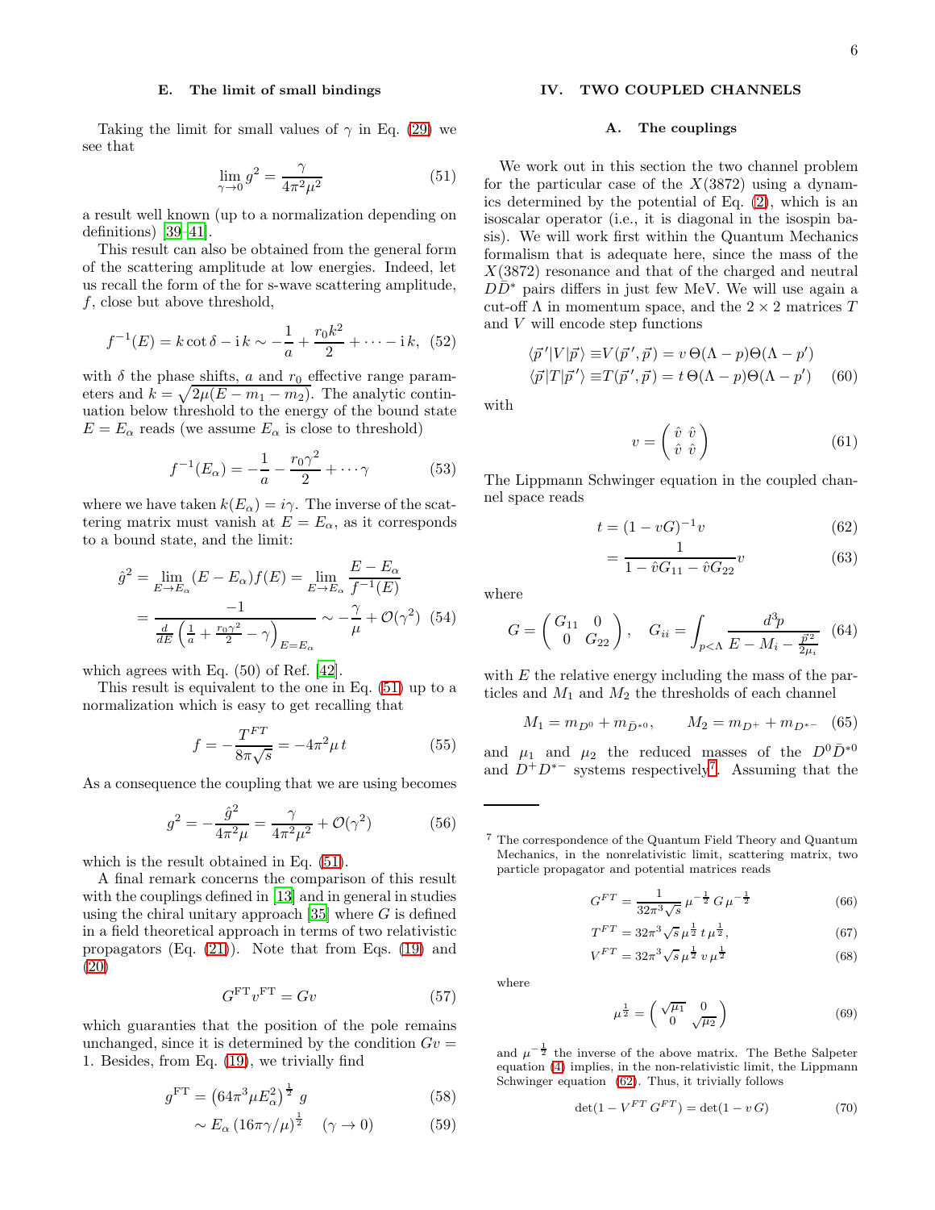### E. The limit of small bindings

Taking the limit for small values of $\gamma$ in Eq. (29) we see that

$$\lim_{\gamma\to 0} g^2 = \frac{\gamma}{4\pi^2\mu^2} \tag{51}$$

a result well known (up to a normalization depending on definitions) [39–41].

This result can also be obtained from the general form of the scattering amplitude at low energies. Indeed, let us recall the form of the for s-wave scattering amplitude, $f$, close but above threshold,

$$f^{-1}(E) = k\cot\delta - \mathrm{i}\,k \sim -\frac{1}{a} + \frac{r_0 k^2}{2} + \cdots - \mathrm{i}\,k, \tag{52}$$

with $\delta$ the phase shifts, $a$ and $r_0$ effective range parameters and $k=\sqrt{2\mu(E-m_1-m_2)}$. The analytic continuation below threshold to the energy of the bound state $E=E_\alpha$ reads (we assume $E_\alpha$ is close to threshold)

$$f^{-1}(E_\alpha) = -\frac{1}{a} - \frac{r_0\gamma^2}{2} + \cdots\gamma \tag{53}$$

where we have taken $k(E_\alpha)=i\gamma$. The inverse of the scattering matrix must vanish at $E=E_\alpha$, as it corresponds to a bound state, and the limit:

$$\begin{aligned}\hat{g}^2 &= \lim_{E\to E_\alpha}(E-E_\alpha)f(E) = \lim_{E\to E_\alpha}\frac{E-E_\alpha}{f^{-1}(E)} \\ &= \frac{-1}{\frac{d}{dE}\left(\frac{1}{a}+\frac{r_0\gamma^2}{2}-\gamma\right)_{E=E_\alpha}} \sim -\frac{\gamma}{\mu} + \mathcal{O}(\gamma^2)\end{aligned} \tag{54}$$

which agrees with Eq. (50) of Ref. [42].

This result is equivalent to the one in Eq. (51) up to a normalization which is easy to get recalling that

$$f = -\frac{T^{FT}}{8\pi\sqrt{s}} = -4\pi^2\mu\, t \tag{55}$$

As a consequence the coupling that we are using becomes

$$g^2 = -\frac{\hat{g}^2}{4\pi^2\mu} = \frac{\gamma}{4\pi^2\mu^2} + \mathcal{O}(\gamma^2) \tag{56}$$

which is the result obtained in Eq. (51).

A final remark concerns the comparison of this result with the couplings defined in [13] and in general in studies using the chiral unitary approach [35] where $G$ is defined in a field theoretical approach in terms of two relativistic propagators (Eq. (21)). Note that from Eqs. (19) and (20)

$$G^{\rm FT}v^{\rm FT} = Gv \tag{57}$$

which guaranties that the position of the pole remains unchanged, since it is determined by the condition $Gv=1$. Besides, from Eq. (19), we trivially find

$$\begin{aligned} g^{\rm FT} &= \left(64\pi^3\mu E_\alpha^2\right)^{\frac{1}{2}} g \\ &\sim E_\alpha\left(16\pi\gamma/\mu\right)^{\frac{1}{2}} \quad (\gamma\to 0)\end{aligned} \tag{58, 59}$$

## IV. TWO COUPLED CHANNELS

### A. The couplings

We work out in this section the two channel problem for the particular case of the $X(3872)$ using a dynamics determined by the potential of Eq. (2), which is an isoscalar operator (i.e., it is diagonal in the isospin basis). We will work first within the Quantum Mechanics formalism that is adequate here, since the mass of the $X(3872)$ resonance and that of the charged and neutral $D\bar{D}^*$ pairs differs in just few MeV. We will use again a cut-off $\Lambda$ in momentum space, and the $2\times 2$ matrices $T$ and $V$ will encode step functions

$$\begin{aligned}\langle\vec{p}\,'|V|\vec{p}\rangle &\equiv V(\vec{p}\,',\vec{p}) = v\,\Theta(\Lambda-p)\Theta(\Lambda-p') \\ \langle\vec{p}|T|\vec{p}\,'\rangle &\equiv T(\vec{p}\,',\vec{p}) = t\,\Theta(\Lambda-p)\Theta(\Lambda-p')\end{aligned} \tag{60}$$

with

$$v = \begin{pmatrix}\hat{v} & \hat{v} \\ \hat{v} & \hat{v}\end{pmatrix} \tag{61}$$

The Lippmann Schwinger equation in the coupled channel space reads

$$\begin{aligned} t &= (1-vG)^{-1}v \\ &= \frac{1}{1-\hat{v}G_{11}-\hat{v}G_{22}}v\end{aligned} \tag{62, 63}$$

where

$$G = \begin{pmatrix}G_{11} & 0 \\ 0 & G_{22}\end{pmatrix}, \quad G_{ii} = \int_{p<\Lambda}\frac{d^3p}{E-M_i-\frac{\vec{p}^{\,2}}{2\mu_i}} \tag{64}$$

with $E$ the relative energy including the mass of the particles and $M_1$ and $M_2$ the thresholds of each channel

$$M_1 = m_{D^0} + m_{\bar{D}^{*0}}, \qquad M_2 = m_{D^+} + m_{D^{*-}} \tag{65}$$

and $\mu_1$ and $\mu_2$ the reduced masses of the $D^0\bar{D}^{*0}$ and $D^+D^{*-}$ systems respectively[7]. Assuming that the

---

[7] The correspondence of the Quantum Field Theory and Quantum Mechanics, in the nonrelativistic limit, scattering matrix, two particle propagator and potential matrices reads

$$G^{FT} = \frac{1}{32\pi^3\sqrt{s}}\,\mu^{-\frac{1}{2}}\,G\,\mu^{-\frac{1}{2}} \tag{66}$$

$$T^{FT} = 32\pi^3\sqrt{s}\,\mu^{\frac{1}{2}}\,t\,\mu^{\frac{1}{2}}, \tag{67}$$

$$V^{FT} = 32\pi^3\sqrt{s}\,\mu^{\frac{1}{2}}\,v\,\mu^{\frac{1}{2}} \tag{68}$$

where

$$\mu^{\frac{1}{2}} = \begin{pmatrix}\sqrt{\mu_1} & 0 \\ 0 & \sqrt{\mu_2}\end{pmatrix} \tag{69}$$

and $\mu^{-\frac{1}{2}}$ the inverse of the above matrix. The Bethe Salpeter equation (4) implies, in the non-relativistic limit, the Lippmann Schwinger equation (62). Thus, it trivially follows

$$\det(1-V^{FT}G^{FT}) = \det(1-v\,G) \tag{70}$$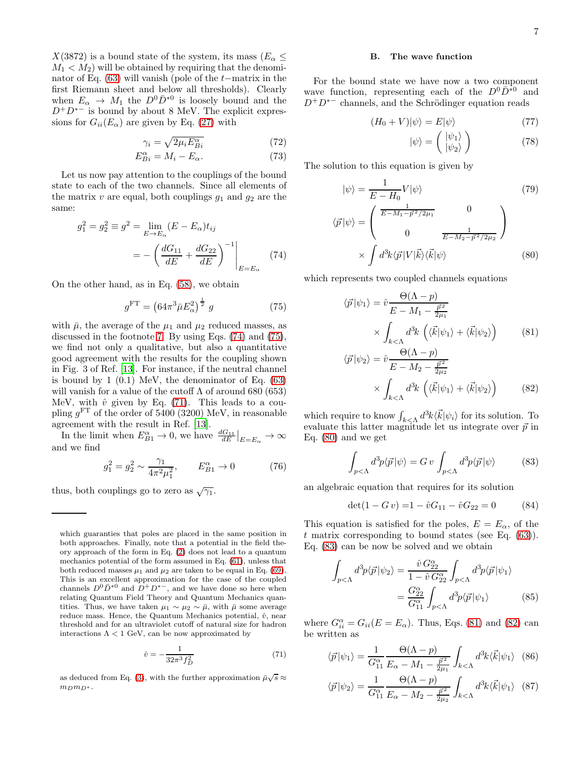$X(3872)$ is a bound state of the system, its mass ($E_\alpha \le M_1 < M_2$) will be obtained by requiring that the denominator of Eq. (63) will vanish (pole of the $t-$matrix in the first Riemann sheet and below all thresholds). Clearly when $E_\alpha \to M_1$ the $D^0\bar{D}^{*0}$ is loosely bound and the $D^+D^{*-}$ is bound by about 8 MeV. The explicit expressions for $G_{ii}(E_\alpha)$ are given by Eq. (27) with

$$\gamma_i = \sqrt{2\mu_i E^\alpha_{Bi}} \tag{72}$$

$$E^\alpha_{Bi} = M_i - E_\alpha. \tag{73}$$

Let us now pay attention to the couplings of the bound state to each of the two channels. Since all elements of the matrix $v$ are equal, both couplings $g_1$ and $g_2$ are the same:

$$\begin{aligned} g_1^2 = g_2^2 \equiv g^2 &= \lim_{E\to E_\alpha} (E - E_\alpha) t_{ij} \\ &= -\left(\frac{dG_{11}}{dE} + \frac{dG_{22}}{dE}\right)^{-1}\Bigg|_{E=E_\alpha} \end{aligned} \tag{74}$$

On the other hand, as in Eq. (58), we obtain

$$g^{\rm FT} = \left(64\pi^3 \bar{\mu} E_\alpha^2\right)^{\frac{1}{2}} g \tag{75}$$

with $\bar{\mu}$, the average of the $\mu_1$ and $\mu_2$ reduced masses, as discussed in the footnote 7. By using Eqs. (74) and (75), we find not only a qualitative, but also a quantitative good agreement with the results for the coupling shown in Fig. 3 of Ref. [13]. For instance, if the neutral channel is bound by 1 (0.1) MeV, the denominator of Eq. (63) will vanish for a value of the cutoff $\Lambda$ of around 680 (653) MeV, with $\hat{v}$ given by Eq. (71). This leads to a coupling $g^{\rm FT}$ of the order of 5400 (3200) MeV, in reasonable agreement with the result in Ref. [13].

In the limit when $E^\alpha_{B1} \to 0$, we have $\frac{dG_{11}}{dE}\big|_{E=E_\alpha} \to \infty$ and we find

$$g_1^2 = g_2^2 \sim \frac{\gamma_1}{4\pi^2\mu_1^2}, \qquad E^\alpha_{B1} \to 0 \tag{76}$$

thus, both couplings go to zero as $\sqrt{\gamma_1}$.

---

which guaranties that poles are placed in the same position in both approaches. Finally, note that a potential in the field theory approach of the form in Eq. (2) does not lead to a quantum mechanics potential of the form assumed in Eq. (61), unless that both reduced masses $\mu_1$ and $\mu_2$ are taken to be equal in Eq. (69). This is an excellent approximation for the case of the coupled channels $D^0\bar{D}^{*0}$ and $D^+D^{*-}$, and we have done so here when relating Quantum Field Theory and Quantum Mechanics quantities. Thus, we have taken $\mu_1 \sim \mu_2 \sim \bar{\mu}$, with $\bar{\mu}$ some average reduce mass. Hence, the Quantum Mechanics potential, $\hat{v}$, near threshold and for an ultraviolet cutoff of natural size for hadron interactions $\Lambda < 1$ GeV, can be now approximated by

$$\hat{v} = -\frac{1}{32\pi^3 f_D^2} \tag{71}$$

as deduced from Eq. (3), with the further approximation $\bar{\mu}\sqrt{s} \approx m_D m_{D^*}$.

### B. The wave function

For the bound state we have now a two component wave function, representing each of the $D^0\bar{D}^{*0}$ and $D^+D^{*-}$ channels, and the Schrödinger equation reads

$$(H_0 + V)|\psi\rangle = E|\psi\rangle \tag{77}$$

$$|\psi\rangle = \begin{pmatrix} |\psi_1\rangle \\ |\psi_2\rangle \end{pmatrix} \tag{78}$$

The solution to this equation is given by

$$|\psi\rangle = \frac{1}{E - H_0} V|\psi\rangle \tag{79}$$

$$\begin{aligned} \langle\vec{p}|\psi\rangle = &\begin{pmatrix} \frac{1}{E - M_1 - \vec{p}^{\,2}/2\mu_1} & 0 \\ 0 & \frac{1}{E - M_2 - \vec{p}^{\,2}/2\mu_2} \end{pmatrix} \\ &\times \int d^3k \langle\vec{p}|V|\vec{k}\rangle\langle\vec{k}|\psi\rangle \end{aligned} \tag{80}$$

which represents two coupled channels equations

$$\begin{aligned} \langle\vec{p}|\psi_1\rangle = &\hat{v}\frac{\Theta(\Lambda - p)}{E - M_1 - \frac{\vec{p}^{\,2}}{2\mu_1}} \\ &\times \int_{k<\Lambda} d^3k \left(\langle\vec{k}|\psi_1\rangle + \langle\vec{k}|\psi_2\rangle\right) \end{aligned} \tag{81}$$

$$\begin{aligned} \langle\vec{p}|\psi_2\rangle = &\hat{v}\frac{\Theta(\Lambda - p)}{E - M_2 - \frac{\vec{p}^{\,2}}{2\mu_2}} \\ &\times \int_{k<\Lambda} d^3k \left(\langle\vec{k}|\psi_1\rangle + \langle\vec{k}|\psi_2\rangle\right) \end{aligned} \tag{82}$$

which require to know $\int_{k<\Lambda} d^3k\langle\vec{k}|\psi_i\rangle$ for its solution. To evaluate this latter magnitude let us integrate over $\vec{p}$ in Eq. (80) and we get

$$\int_{p<\Lambda} d^3p\langle\vec{p}|\psi\rangle = G\,v \int_{p<\Lambda} d^3p\langle\vec{p}|\psi\rangle \tag{83}$$

an algebraic equation that requires for its solution

$$\det(1 - G\,v) = 1 - \hat{v}G_{11} - \hat{v}G_{22} = 0 \tag{84}$$

This equation is satisfied for the poles, $E = E_\alpha$, of the $t$ matrix corresponding to bound states (see Eq. (63)). Eq. (83) can be now be solved and we obtain

$$\begin{aligned} \int_{p<\Lambda} d^3p\langle\vec{p}|\psi_2\rangle &= \frac{\hat{v}\,G^\alpha_{22}}{1 - \hat{v}\,G^\alpha_{22}} \int_{p<\Lambda} d^3p\langle\vec{p}|\psi_1\rangle \\ &= \frac{G^\alpha_{22}}{G^\alpha_{11}} \int_{p<\Lambda} d^3p\langle\vec{p}|\psi_1\rangle \end{aligned} \tag{85}$$

where $G^\alpha_{ii} = G_{ii}(E = E_\alpha)$. Thus, Eqs. (81) and (82) can be written as

$$\langle\vec{p}|\psi_1\rangle = \frac{1}{G^\alpha_{11}} \frac{\Theta(\Lambda - p)}{E_\alpha - M_1 - \frac{\vec{p}^{\,2}}{2\mu_1}} \int_{k<\Lambda} d^3k\langle\vec{k}|\psi_1\rangle \tag{86}$$

$$\langle\vec{p}|\psi_2\rangle = \frac{1}{G^\alpha_{11}} \frac{\Theta(\Lambda - p)}{E_\alpha - M_2 - \frac{\vec{p}^{\,2}}{2\mu_2}} \int_{k<\Lambda} d^3k\langle\vec{k}|\psi_1\rangle \tag{87}$$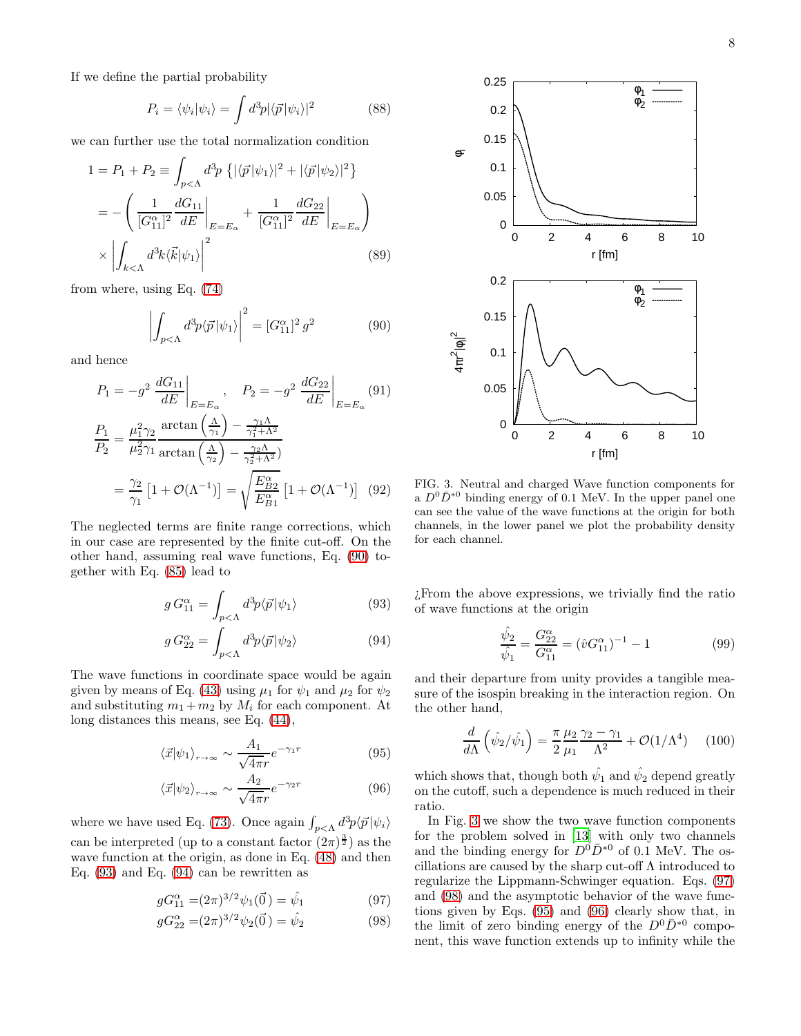If we define the partial probability

$$P_i = \langle \psi_i | \psi_i \rangle = \int d^3p |\langle \vec{p} | \psi_i \rangle|^2 \tag{88}$$

we can further use the total normalization condition

$$\begin{aligned} 1 = P_1 + P_2 &\equiv \int_{p<\Lambda} d^3p \, \left\{ |\langle \vec{p} | \psi_1 \rangle|^2 + |\langle \vec{p} | \psi_2 \rangle|^2 \right\} \\ &= -\left( \frac{1}{[G_{11}^\alpha]^2} \frac{dG_{11}}{dE}\bigg|_{E=E_\alpha} + \frac{1}{[G_{11}^\alpha]^2} \frac{dG_{22}}{dE}\bigg|_{E=E_\alpha} \right) \\ &\times \left| \int_{k<\Lambda} d^3k \langle \vec{k} | \psi_1 \rangle \right|^2 \end{aligned} \tag{89}$$

from where, using Eq. (74)

$$\left| \int_{p<\Lambda} d^3p \langle \vec{p} | \psi_1 \rangle \right|^2 = [G_{11}^\alpha]^2 \, g^2 \tag{90}$$

and hence

$$P_1 = -g^2 \, \frac{dG_{11}}{dE}\bigg|_{E=E_\alpha}, \quad P_2 = -g^2 \, \frac{dG_{22}}{dE}\bigg|_{E=E_\alpha} \tag{91}$$

$$\begin{aligned} \frac{P_1}{P_2} &= \frac{\mu_1^2 \gamma_2}{\mu_2^2 \gamma_1} \frac{\arctan\left(\frac{\Lambda}{\gamma_1}\right) - \frac{\gamma_1 \Lambda}{\gamma_1^2 + \Lambda^2}}{\arctan\left(\frac{\Lambda}{\gamma_2}\right) - \frac{\gamma_2 \Lambda}{\gamma_2^2 + \Lambda^2})} \\ &= \frac{\gamma_2}{\gamma_1} \left[ 1 + \mathcal{O}(\Lambda^{-1}) \right] = \sqrt{\frac{E_{B2}^\alpha}{E_{B1}^\alpha}} \left[ 1 + \mathcal{O}(\Lambda^{-1}) \right] \end{aligned} \tag{92}$$

The neglected terms are finite range corrections, which in our case are represented by the finite cut-off. On the other hand, assuming real wave functions, Eq. (90) together with Eq. (85) lead to

$$g \, G_{11}^\alpha = \int_{p<\Lambda} d^3p \langle \vec{p} | \psi_1 \rangle \tag{93}$$

$$g \, G_{22}^\alpha = \int_{p<\Lambda} d^3p \langle \vec{p} | \psi_2 \rangle \tag{94}$$

The wave functions in coordinate space would be again given by means of Eq. (43) using $\mu_1$ for $\psi_1$ and $\mu_2$ for $\psi_2$ and substituting $m_1 + m_2$ by $M_i$ for each component. At long distances this means, see Eq. (44),

$$\langle \vec{x} | \psi_1 \rangle_{r \to \infty} \sim \frac{A_1}{\sqrt{4\pi} r} e^{-\gamma_1 r} \tag{95}$$

$$\langle \vec{x} | \psi_2 \rangle_{r \to \infty} \sim \frac{A_2}{\sqrt{4\pi} r} e^{-\gamma_2 r} \tag{96}$$

where we have used Eq. (73). Once again $\int_{p<\Lambda} d^3p \langle \vec{p} | \psi_i \rangle$ can be interpreted (up to a constant factor $(2\pi)^{\frac{3}{2}}$) as the wave function at the origin, as done in Eq. (48) and then Eq. (93) and Eq. (94) can be rewritten as

$$g G_{11}^\alpha = (2\pi)^{3/2} \psi_1(\vec{0}\,) = \hat{\psi}_1 \tag{97}$$

$$g G_{22}^\alpha = (2\pi)^{3/2} \psi_2(\vec{0}\,) = \hat{\psi}_2 \tag{98}$$

FIG. 3. Neutral and charged Wave function components for a $D^0 \bar{D}^{*0}$ binding energy of 0.1 MeV. In the upper panel one can see the value of the wave functions at the origin for both channels, in the lower panel we plot the probability density for each channel.

¿From the above expressions, we trivially find the ratio of wave functions at the origin

$$\frac{\hat{\psi}_2}{\hat{\psi}_1} = \frac{G_{22}^\alpha}{G_{11}^\alpha} = (\hat{v} G_{11}^\alpha)^{-1} - 1 \tag{99}$$

and their departure from unity provides a tangible measure of the isospin breaking in the interaction region. On the other hand,

$$\frac{d}{d\Lambda} \left( \hat{\psi}_2 / \hat{\psi}_1 \right) = \frac{\pi}{2} \frac{\mu_2}{\mu_1} \frac{\gamma_2 - \gamma_1}{\Lambda^2} + \mathcal{O}(1/\Lambda^4) \tag{100}$$

which shows that, though both $\hat{\psi}_1$ and $\hat{\psi}_2$ depend greatly on the cutoff, such a dependence is much reduced in their ratio.

In Fig. 3 we show the two wave function components for the problem solved in [13] with only two channels and the binding energy for $D^0 \bar{D}^{*0}$ of 0.1 MeV. The oscillations are caused by the sharp cut-off $\Lambda$ introduced to regularize the Lippmann-Schwinger equation. Eqs. (97) and (98) and the asymptotic behavior of the wave functions given by Eqs. (95) and (96) clearly show that, in the limit of zero binding energy of the $D^0 \bar{D}^{*0}$ component, this wave function extends up to infinity while the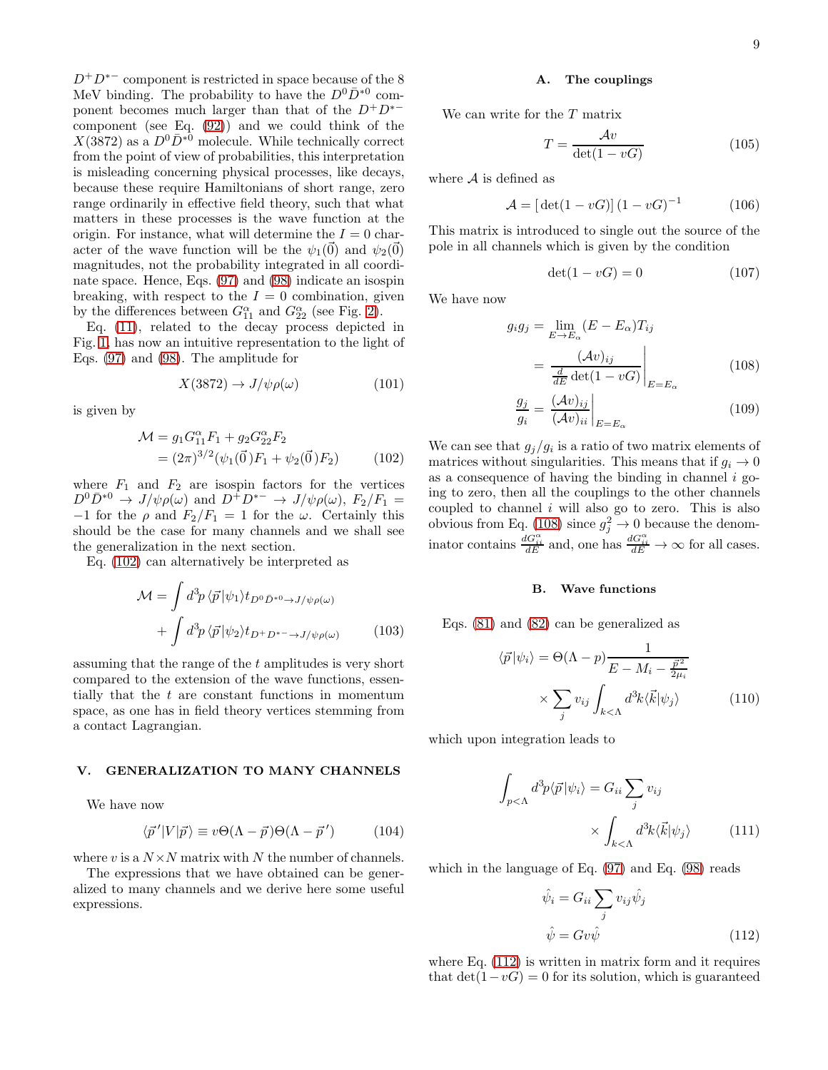$D^+D^{*-}$ component is restricted in space because of the 8 MeV binding. The probability to have the $D^0\bar{D}^{*0}$ component becomes much larger than that of the $D^+D^{*-}$ component (see Eq. (92)) and we could think of the $X(3872)$ as a $D^0\bar{D}^{*0}$ molecule. While technically correct from the point of view of probabilities, this interpretation is misleading concerning physical processes, like decays, because these require Hamiltonians of short range, zero range ordinarily in effective field theory, such that what matters in these processes is the wave function at the origin. For instance, what will determine the $I=0$ character of the wave function will be the $\psi_1(\vec{0})$ and $\psi_2(\vec{0})$ magnitudes, not the probability integrated in all coordinate space. Hence, Eqs. (97) and (98) indicate an isospin breaking, with respect to the $I=0$ combination, given by the differences between $G^\alpha_{11}$ and $G^\alpha_{22}$ (see Fig. 2).

Eq. (11), related to the decay process depicted in Fig. 1, has now an intuitive representation to the light of Eqs. (97) and (98). The amplitude for

$$X(3872) \to J/\psi\rho(\omega) \tag{101}$$

is given by

$$\begin{aligned}\mathcal{M} &= g_1 G^\alpha_{11} F_1 + g_2 G^\alpha_{22} F_2 \\ &= (2\pi)^{3/2}(\psi_1(\vec{0})F_1 + \psi_2(\vec{0})F_2)\end{aligned} \tag{102}$$

where $F_1$ and $F_2$ are isospin factors for the vertices $D^0\bar{D}^{*0} \to J/\psi\rho(\omega)$ and $D^+D^{*-} \to J/\psi\rho(\omega)$, $F_2/F_1 = -1$ for the $\rho$ and $F_2/F_1 = 1$ for the $\omega$. Certainly this should be the case for many channels and we shall see the generalization in the next section.

Eq. (102) can alternatively be interpreted as

$$\begin{aligned}\mathcal{M} &= \int d^3p\, \langle \vec{p}|\psi_1\rangle t_{D^0\bar{D}^{*0}\to J/\psi\rho(\omega)} \\ &+ \int d^3p\, \langle \vec{p}|\psi_2\rangle t_{D^+D^{*-}\to J/\psi\rho(\omega)}\end{aligned} \tag{103}$$

assuming that the range of the $t$ amplitudes is very short compared to the extension of the wave functions, essentially that the $t$ are constant functions in momentum space, as one has in field theory vertices stemming from a contact Lagrangian.

## V. GENERALIZATION TO MANY CHANNELS

We have now

$$\langle \vec{p}\,'|V|\vec{p}\rangle \equiv v\Theta(\Lambda - \vec{p})\Theta(\Lambda - \vec{p}\,') \tag{104}$$

where $v$ is a $N\times N$ matrix with $N$ the number of channels.

The expressions that we have obtained can be generalized to many channels and we derive here some useful expressions.

### A. The couplings

We can write for the $T$ matrix

$$T = \frac{\mathcal{A}v}{\det(1-vG)} \tag{105}$$

where $\mathcal{A}$ is defined as

$$\mathcal{A} = [\det(1-vG)]\,(1-vG)^{-1} \tag{106}$$

This matrix is introduced to single out the source of the pole in all channels which is given by the condition

$$\det(1-vG) = 0 \tag{107}$$

We have now

$$\begin{aligned}g_i g_j &= \lim_{E\to E_\alpha}(E-E_\alpha)T_{ij} \\ &= \left.\frac{(\mathcal{A}v)_{ij}}{\frac{d}{dE}\det(1-vG)}\right|_{E=E_\alpha}\end{aligned} \tag{108}$$

$$\frac{g_j}{g_i} = \left.\frac{(\mathcal{A}v)_{ij}}{(\mathcal{A}v)_{ii}}\right|_{E=E_\alpha} \tag{109}$$

We can see that $g_j/g_i$ is a ratio of two matrix elements of matrices without singularities. This means that if $g_i \to 0$ as a consequence of having the binding in channel $i$ going to zero, then all the couplings to the other channels coupled to channel $i$ will also go to zero. This is also obvious from Eq. (108) since $g_j^2 \to 0$ because the denominator contains $\frac{dG^\alpha_{ii}}{dE}$ and, one has $\frac{dG^\alpha_{ii}}{dE} \to \infty$ for all cases.

### B. Wave functions

Eqs. (81) and (82) can be generalized as

$$\begin{aligned}\langle \vec{p}|\psi_i\rangle &= \Theta(\Lambda - p)\frac{1}{E - M_i - \frac{\vec{p}^{\,2}}{2\mu_i}} \\ &\times \sum_j v_{ij}\int_{k<\Lambda} d^3k\langle \vec{k}|\psi_j\rangle\end{aligned} \tag{110}$$

which upon integration leads to

$$\begin{aligned}\int_{p<\Lambda} d^3p\langle \vec{p}|\psi_i\rangle &= G_{ii}\sum_j v_{ij} \\ &\times \int_{k<\Lambda} d^3k\langle \vec{k}|\psi_j\rangle\end{aligned} \tag{111}$$

which in the language of Eq. (97) and Eq. (98) reads

$$\begin{aligned}\hat{\psi}_i &= G_{ii}\sum_j v_{ij}\hat{\psi}_j \\ \hat{\psi} &= Gv\hat{\psi}\end{aligned} \tag{112}$$

where Eq. (112) is written in matrix form and it requires that $\det(1-vG)=0$ for its solution, which is guaranteed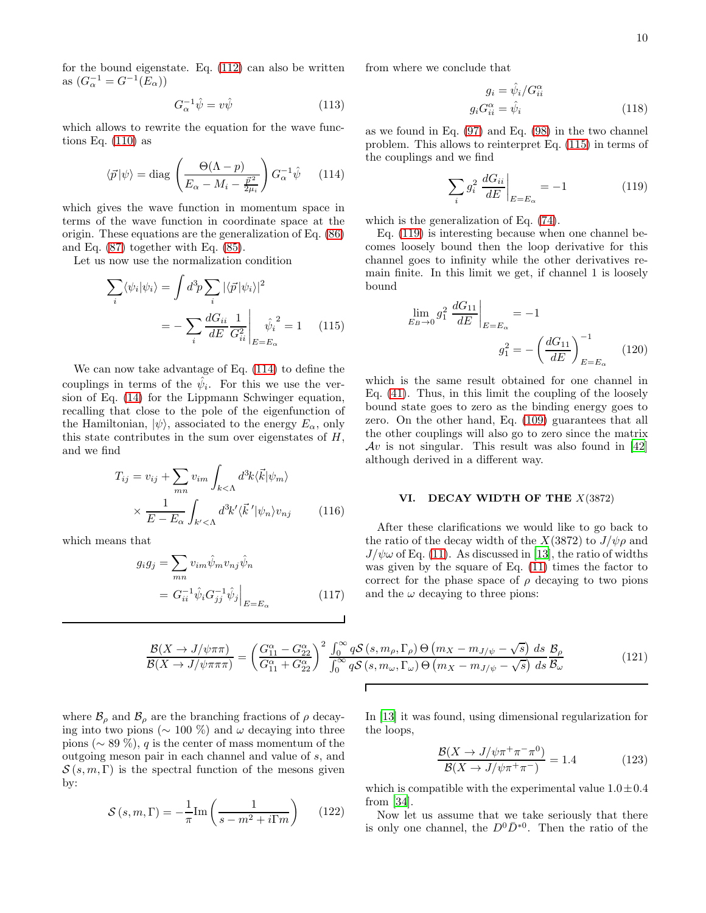for the bound eigenstate. Eq. (112) can also be written as ($G_\alpha^{-1} = G^{-1}(E_\alpha)$)

$$G_\alpha^{-1}\hat{\psi} = v\hat{\psi} \tag{113}$$

which allows to rewrite the equation for the wave functions Eq. (110) as

$$\langle \vec{p}|\psi\rangle = \mathrm{diag}\left(\frac{\Theta(\Lambda - p)}{E_\alpha - M_i - \frac{\vec{p}^2}{2\mu_i}}\right) G_\alpha^{-1}\hat{\psi} \tag{114}$$

which gives the wave function in momentum space in terms of the wave function in coordinate space at the origin. These equations are the generalization of Eq. (86) and Eq. (87) together with Eq. (85).

Let us now use the normalization condition

$$\begin{aligned}\sum_i \langle\psi_i|\psi_i\rangle &= \int d^3p \sum_i |\langle\vec{p}|\psi_i\rangle|^2 \\ &= -\sum_i \frac{dG_{ii}}{dE}\frac{1}{G_{ii}^2}\bigg|_{E=E_\alpha} \hat{\psi}_i^{\;2} = 1 \end{aligned} \tag{115}$$

We can now take advantage of Eq. (114) to define the couplings in terms of the $\hat{\psi}_i$. For this we use the version of Eq. (14) for the Lippmann Schwinger equation, recalling that close to the pole of the eigenfunction of the Hamiltonian, $|\psi\rangle$, associated to the energy $E_\alpha$, only this state contributes in the sum over eigenstates of $H$, and we find

$$\begin{aligned} T_{ij} &= v_{ij} + \sum_{mn} v_{im}\int_{k<\Lambda} d^3k \langle\vec{k}|\psi_m\rangle \\ &\times \frac{1}{E - E_\alpha}\int_{k'<\Lambda} d^3k' \langle\vec{k}\,'|\psi_n\rangle v_{nj} \end{aligned} \tag{116}$$

which means that

$$\begin{aligned} g_i g_j &= \sum_{mn} v_{im}\hat{\psi}_m v_{nj}\hat{\psi}_n \\ &= G_{ii}^{-1}\hat{\psi}_i G_{jj}^{-1}\hat{\psi}_j\Big|_{E=E_\alpha} \end{aligned} \tag{117}$$

from where we conclude that

$$\begin{aligned} g_i &= \hat{\psi}_i / G_{ii}^\alpha \\ g_i G_{ii}^\alpha &= \hat{\psi}_i \end{aligned} \tag{118}$$

as we found in Eq. (97) and Eq. (98) in the two channel problem. This allows to reinterpret Eq. (115) in terms of the couplings and we find

$$\sum_i g_i^2 \left.\frac{dG_{ii}}{dE}\right|_{E=E_\alpha} = -1 \tag{119}$$

which is the generalization of Eq. (74).

Eq. (119) is interesting because when one channel becomes loosely bound then the loop derivative for this channel goes to infinity while the other derivatives remain finite. In this limit we get, if channel 1 is loosely bound

$$\begin{aligned} \lim_{E_B\to 0} g_1^2 \left.\frac{dG_{11}}{dE}\right|_{E=E_\alpha} &= -1 \\ g_1^2 &= -\left(\frac{dG_{11}}{dE}\right)^{-1}_{E=E_\alpha} \end{aligned} \tag{120}$$

which is the same result obtained for one channel in Eq. (41). Thus, in this limit the coupling of the loosely bound state goes to zero as the binding energy goes to zero. On the other hand, Eq. (109) guarantees that all the other couplings will also go to zero since the matrix $\mathcal{A}v$ is not singular. This result was also found in [42] although derived in a different way.

## VI. DECAY WIDTH OF THE $X(3872)$

After these clarifications we would like to go back to the ratio of the decay width of the $X(3872)$ to $J/\psi\rho$ and $J/\psi\omega$ of Eq. (11). As discussed in [13], the ratio of widths was given by the square of Eq. (11) times the factor to correct for the phase space of $\rho$ decaying to two pions and the $\omega$ decaying to three pions:

$$\frac{\mathcal{B}(X\to J/\psi\pi\pi)}{\mathcal{B}(X\to J/\psi\pi\pi\pi)} = \left(\frac{G_{11}^\alpha - G_{22}^\alpha}{G_{11}^\alpha + G_{22}^\alpha}\right)^2 \frac{\int_0^\infty q\mathcal{S}\left(s, m_\rho, \Gamma_\rho\right)\Theta\left(m_X - m_{J/\psi} - \sqrt{s}\right)\, ds}{\int_0^\infty q\mathcal{S}\left(s, m_\omega, \Gamma_\omega\right)\Theta\left(m_X - m_{J/\psi} - \sqrt{s}\right)\, ds}\frac{\mathcal{B}_\rho}{\mathcal{B}_\omega} \tag{121}$$

where $\mathcal{B}_\rho$ and $\mathcal{B}_\rho$ are the branching fractions of $\rho$ decaying into two pions ($\sim$ 100 %) and $\omega$ decaying into three pions ($\sim$ 89 %), $q$ is the center of mass momentum of the outgoing meson pair in each channel and value of $s$, and $\mathcal{S}\left(s, m, \Gamma\right)$ is the spectral function of the mesons given by:

$$\mathcal{S}\left(s, m, \Gamma\right) = -\frac{1}{\pi}\mathrm{Im}\left(\frac{1}{s - m^2 + i\Gamma m}\right) \tag{122}$$

In [13] it was found, using dimensional regularization for the loops,

$$\frac{\mathcal{B}(X\to J/\psi\pi^+\pi^-\pi^0)}{\mathcal{B}(X\to J/\psi\pi^+\pi^-)} = 1.4 \tag{123}$$

which is compatible with the experimental value $1.0\pm0.4$ from [34].

Now let us assume that we take seriously that there is only one channel, the $D^0\bar{D}^{*0}$. Then the ratio of the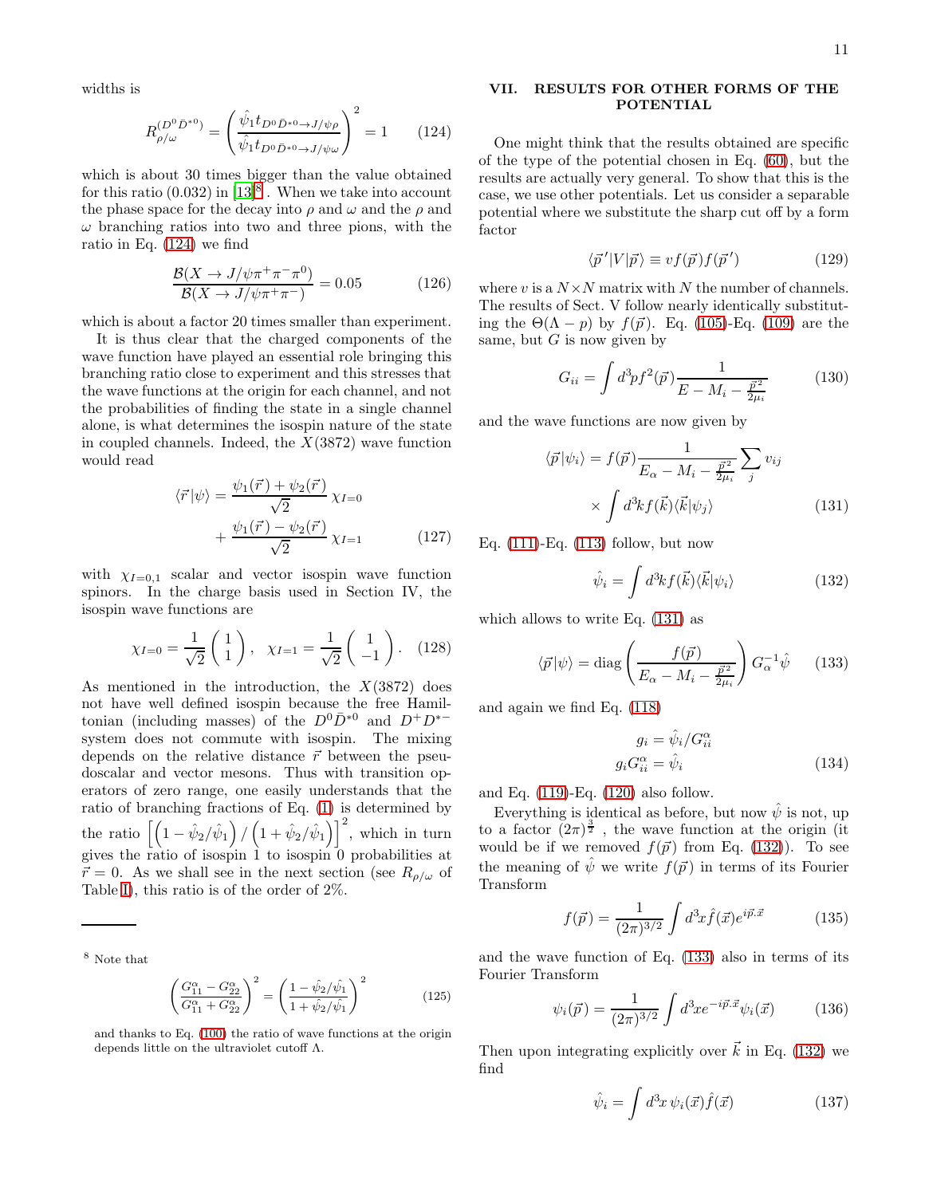widths is

$$R_{\rho/\omega}^{(D^0\bar{D}^{*0})} = \left(\frac{\hat{\psi}_1 t_{D^0\bar{D}^{*0}\to J/\psi\rho}}{\hat{\psi}_1 t_{D^0\bar{D}^{*0}\to J/\psi\omega}}\right)^2 = 1 \qquad (124)$$

which is about 30 times bigger than the value obtained for this ratio (0.032) in [13][8]. When we take into account the phase space for the decay into $\rho$ and $\omega$ and the $\rho$ and $\omega$ branching ratios into two and three pions, with the ratio in Eq. (124) we find

$$\frac{\mathcal{B}(X\to J/\psi\pi^+\pi^-\pi^0)}{\mathcal{B}(X\to J/\psi\pi^+\pi^-)} = 0.05 \qquad (126)$$

which is about a factor 20 times smaller than experiment.

It is thus clear that the charged components of the wave function have played an essential role bringing this branching ratio close to experiment and this stresses that the wave functions at the origin for each channel, and not the probabilities of finding the state in a single channel alone, is what determines the isospin nature of the state in coupled channels. Indeed, the $X(3872)$ wave function would read

$$\langle\vec{r}|\psi\rangle = \frac{\psi_1(\vec{r})+\psi_2(\vec{r})}{\sqrt{2}}\,\chi_{I=0} + \frac{\psi_1(\vec{r})-\psi_2(\vec{r})}{\sqrt{2}}\,\chi_{I=1} \qquad (127)$$

with $\chi_{I=0,1}$ scalar and vector isospin wave function spinors. In the charge basis used in Section IV, the isospin wave functions are

$$\chi_{I=0} = \frac{1}{\sqrt{2}}\begin{pmatrix}1\\1\end{pmatrix},\quad \chi_{I=1} = \frac{1}{\sqrt{2}}\begin{pmatrix}1\\-1\end{pmatrix}. \qquad (128)$$

As mentioned in the introduction, the $X(3872)$ does not have well defined isospin because the free Hamiltonian (including masses) of the $D^0\bar{D}^{*0}$ and $D^+D^{*-}$ system does not commute with isospin. The mixing depends on the relative distance $\vec{r}$ between the pseudoscalar and vector mesons. Thus with transition operators of zero range, one easily understands that the ratio of branching fractions of Eq. (1) is determined by the ratio $\left[\left(1-\hat{\psi}_2/\hat{\psi}_1\right)/\left(1+\hat{\psi}_2/\hat{\psi}_1\right)\right]^2$, which in turn gives the ratio of isospin 1 to isospin 0 probabilities at $\vec{r}=0$. As we shall see in the next section (see $R_{\rho/\omega}$ of Table I), this ratio is of the order of 2%.

[8] Note that

$$\left(\frac{G_{11}^\alpha - G_{22}^\alpha}{G_{11}^\alpha + G_{22}^\alpha}\right)^2 = \left(\frac{1-\hat{\psi}_2/\hat{\psi}_1}{1+\hat{\psi}_2/\hat{\psi}_1}\right)^2 \qquad (125)$$

and thanks to Eq. (100) the ratio of wave functions at the origin depends little on the ultraviolet cutoff $\Lambda$.

## VII. RESULTS FOR OTHER FORMS OF THE POTENTIAL

One might think that the results obtained are specific of the type of the potential chosen in Eq. (60), but the results are actually very general. To show that this is the case, we use other potentials. Let us consider a separable potential where we substitute the sharp cut off by a form factor

$$\langle\vec{p}\,'|V|\vec{p}\rangle \equiv v f(\vec{p})f(\vec{p}\,') \qquad (129)$$

where $v$ is a $N\times N$ matrix with $N$ the number of channels. The results of Sect. V follow nearly identically substituting the $\Theta(\Lambda-p)$ by $f(\vec{p})$. Eq. (105)-Eq. (109) are the same, but $G$ is now given by

$$G_{ii} = \int d^3p f^2(\vec{p})\frac{1}{E-M_i-\frac{\vec{p}^{\,2}}{2\mu_i}} \qquad (130)$$

and the wave functions are now given by

$$\langle\vec{p}|\psi_i\rangle = f(\vec{p})\frac{1}{E_\alpha - M_i - \frac{\vec{p}^{\,2}}{2\mu_i}}\sum_j v_{ij} \times\int d^3k f(\vec{k})\langle\vec{k}|\psi_j\rangle \qquad (131)$$

Eq. (111)-Eq. (113) follow, but now

$$\hat{\psi}_i = \int d^3k f(\vec{k})\langle\vec{k}|\psi_i\rangle \qquad (132)$$

which allows to write Eq. (131) as

$$\langle\vec{p}|\psi\rangle = \mathrm{diag}\left(\frac{f(\vec{p})}{E_\alpha - M_i - \frac{\vec{p}^{\,2}}{2\mu_i}}\right)G_\alpha^{-1}\hat{\psi} \qquad (133)$$

and again we find Eq. (118)

$$g_i = \hat{\psi}_i/G_{ii}^\alpha$$
$$g_i G_{ii}^\alpha = \hat{\psi}_i \qquad (134)$$

and Eq. (119)-Eq. (120) also follow.

Everything is identical as before, but now $\hat{\psi}$ is not, up to a factor $(2\pi)^{\frac{3}{2}}$, the wave function at the origin (it would be if we removed $f(\vec{p})$ from Eq. (132)). To see the meaning of $\hat{\psi}$ we write $f(\vec{p})$ in terms of its Fourier Transform

$$f(\vec{p}) = \frac{1}{(2\pi)^{3/2}}\int d^3x \hat{f}(\vec{x})e^{i\vec{p}.\vec{x}} \qquad (135)$$

and the wave function of Eq. (133) also in terms of its Fourier Transform

$$\psi_i(\vec{p}) = \frac{1}{(2\pi)^{3/2}}\int d^3x e^{-i\vec{p}.\vec{x}}\psi_i(\vec{x}) \qquad (136)$$

Then upon integrating explicitly over $\vec{k}$ in Eq. (132) we find

$$\hat{\psi}_i = \int d^3x\,\psi_i(\vec{x})\hat{f}(\vec{x}) \qquad (137)$$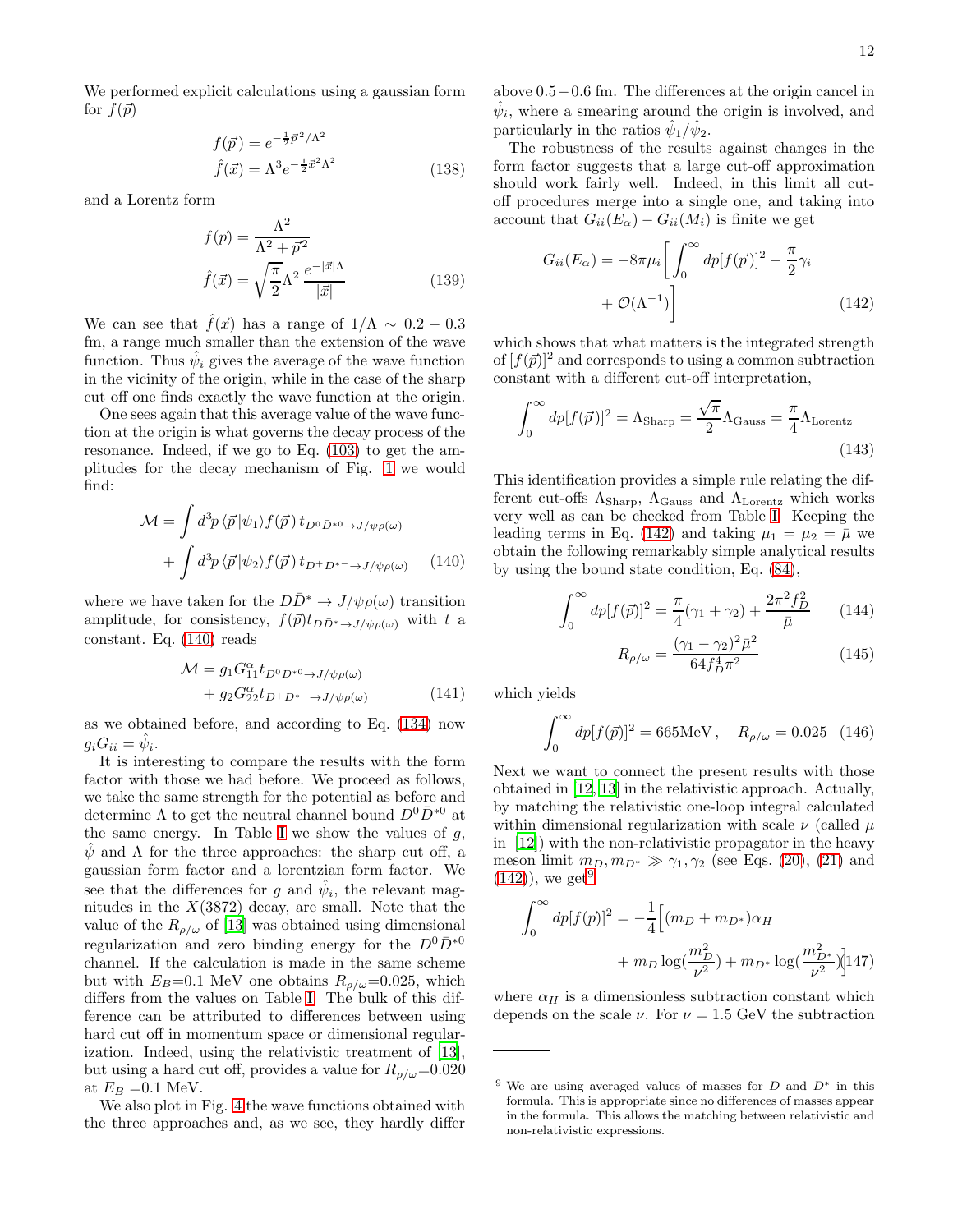We performed explicit calculations using a gaussian form for $f(\vec{p})$

$$
\begin{aligned}
f(\vec{p}) &= e^{-\frac{1}{2}\vec{p}^2/\Lambda^2} \\
\hat{f}(\vec{x}) &= \Lambda^3 e^{-\frac{1}{2}\vec{x}^2\Lambda^2}
\end{aligned} \tag{138}
$$

and a Lorentz form

$$
\begin{aligned}
f(\vec{p}) &= \frac{\Lambda^2}{\Lambda^2 + \vec{p}^2} \\
\hat{f}(\vec{x}) &= \sqrt{\frac{\pi}{2}}\Lambda^2 \frac{e^{-|\vec{x}|\Lambda}}{|\vec{x}|}
\end{aligned} \tag{139}
$$

We can see that $\hat{f}(\vec{x})$ has a range of $1/\Lambda \sim 0.2-0.3$ fm, a range much smaller than the extension of the wave function. Thus $\hat{\psi}_i$ gives the average of the wave function in the vicinity of the origin, while in the case of the sharp cut off one finds exactly the wave function at the origin.

One sees again that this average value of the wave function at the origin is what governs the decay process of the resonance. Indeed, if we go to Eq. (103) to get the amplitudes for the decay mechanism of Fig. 1 we would find:

$$
\begin{aligned}
\mathcal{M} = &\int d^3p\, \langle\vec{p}|\psi_1\rangle f(\vec{p})\, t_{D^0\bar{D}^{*0}\to J/\psi\rho(\omega)} \\
&+ \int d^3p\, \langle\vec{p}|\psi_2\rangle f(\vec{p})\, t_{D^+D^{*-}\to J/\psi\rho(\omega)}
\end{aligned} \tag{140}
$$

where we have taken for the $D\bar{D}^* \to J/\psi\rho(\omega)$ transition amplitude, for consistency, $f(\vec{p})t_{D\bar{D}^*\to J/\psi\rho(\omega)}$ with $t$ a constant. Eq. (140) reads

$$
\begin{aligned}
\mathcal{M} = &\, g_1 G_{11}^{\alpha} t_{D^0\bar{D}^{*0}\to J/\psi\rho(\omega)} \\
&+ g_2 G_{22}^{\alpha} t_{D^+D^{*-}\to J/\psi\rho(\omega)}
\end{aligned} \tag{141}
$$

as we obtained before, and according to Eq. (134) now $g_i G_{ii} = \hat{\psi}_i$.

It is interesting to compare the results with the form factor with those we had before. We proceed as follows, we take the same strength for the potential as before and determine $\Lambda$ to get the neutral channel bound $D^0\bar{D}^{*0}$ at the same energy. In Table I we show the values of $g$, $\hat{\psi}$ and $\Lambda$ for the three approaches: the sharp cut off, a gaussian form factor and a lorentzian form factor. We see that the differences for $g$ and $\hat{\psi}_i$, the relevant magnitudes in the $X(3872)$ decay, are small. Note that the value of the $R_{\rho/\omega}$ of [13] was obtained using dimensional regularization and zero binding energy for the $D^0\bar{D}^{*0}$ channel. If the calculation is made in the same scheme but with $E_B$=0.1 MeV one obtains $R_{\rho/\omega}$=0.025, which differs from the values on Table I. The bulk of this difference can be attributed to differences between using hard cut off in momentum space or dimensional regularization. Indeed, using the relativistic treatment of [13], but using a hard cut off, provides a value for $R_{\rho/\omega}$=0.020 at $E_B$ =0.1 MeV.

We also plot in Fig. 4 the wave functions obtained with the three approaches and, as we see, they hardly differ above $0.5-0.6$ fm. The differences at the origin cancel in $\hat{\psi}_i$, where a smearing around the origin is involved, and particularly in the ratios $\hat{\psi}_1/\hat{\psi}_2$.

The robustness of the results against changes in the form factor suggests that a large cut-off approximation should work fairly well. Indeed, in this limit all cut-off procedures merge into a single one, and taking into account that $G_{ii}(E_\alpha) - G_{ii}(M_i)$ is finite we get

$$
\begin{aligned}
G_{ii}(E_\alpha) = -8\pi\mu_i \Big[ &\int_0^\infty dp[f(\vec{p})]^2 - \frac{\pi}{2}\gamma_i \\
&+ \mathcal{O}(\Lambda^{-1}) \Big]
\end{aligned} \tag{142}
$$

which shows that what matters is the integrated strength of $[f(\vec{p})]^2$ and corresponds to using a common subtraction constant with a different cut-off interpretation,

$$
\int_0^\infty dp[f(\vec{p})]^2 = \Lambda_{\rm Sharp} = \frac{\sqrt{\pi}}{2}\Lambda_{\rm Gauss} = \frac{\pi}{4}\Lambda_{\rm Lorentz} \tag{143}
$$

This identification provides a simple rule relating the different cut-offs $\Lambda_{\rm Sharp}$, $\Lambda_{\rm Gauss}$ and $\Lambda_{\rm Lorentz}$ which works very well as can be checked from Table I. Keeping the leading terms in Eq. (142) and taking $\mu_1 = \mu_2 = \bar{\mu}$ we obtain the following remarkably simple analytical results by using the bound state condition, Eq. (84),

$$
\int_0^\infty dp[f(\vec{p})]^2 = \frac{\pi}{4}(\gamma_1 + \gamma_2) + \frac{2\pi^2 f_D^2}{\bar{\mu}} \tag{144}
$$

$$
R_{\rho/\omega} = \frac{(\gamma_1 - \gamma_2)^2\bar{\mu}^2}{64 f_D^4 \pi^2} \tag{145}
$$

which yields

$$
\int_0^\infty dp[f(\vec{p})]^2 = 665\text{MeV}\,, \quad R_{\rho/\omega} = 0.025 \tag{146}
$$

Next we want to connect the present results with those obtained in [12, 13] in the relativistic approach. Actually, by matching the relativistic one-loop integral calculated within dimensional regularization with scale $\nu$ (called $\mu$ in [12]) with the non-relativistic propagator in the heavy meson limit $m_D, m_{D^*} \gg \gamma_1, \gamma_2$ (see Eqs. (20), (21) and (142)), we get[9]

$$
\begin{aligned}
\int_0^\infty dp[f(\vec{p})]^2 = -\frac{1}{4}\Big[ &(m_D + m_{D^*})\alpha_H \\
&+ m_D \log(\frac{m_D^2}{\nu^2}) + m_{D^*}\log(\frac{m_{D^*}^2}{\nu^2}) \Big]
\end{aligned} \tag{147}
$$

where $\alpha_H$ is a dimensionless subtraction constant which depends on the scale $\nu$. For $\nu = 1.5$ GeV the subtraction

---

[9] We are using averaged values of masses for $D$ and $D^*$ in this formula. This is appropriate since no differences of masses appear in the formula. This allows the matching between relativistic and non-relativistic expressions.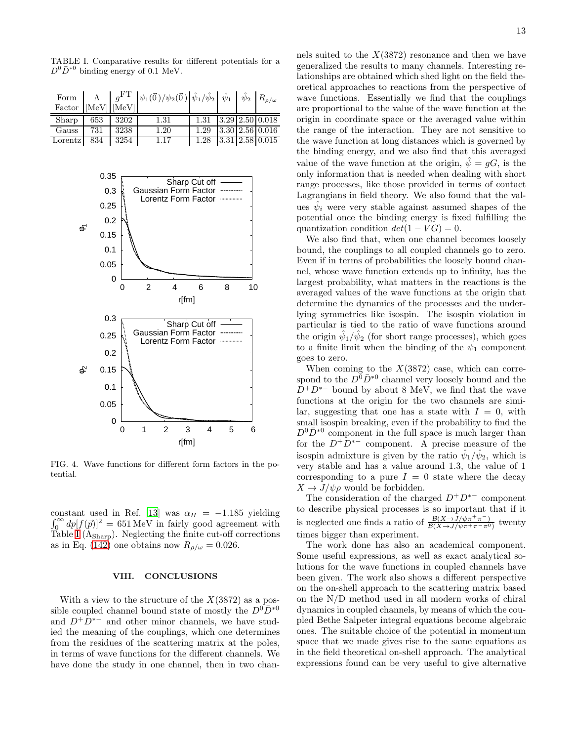TABLE I. Comparative results for different potentials for a $D^0\bar{D}^{*0}$ binding energy of 0.1 MeV.

| Form Factor | $\Lambda$ [MeV] | $g^{\rm FT}$ [MeV] | $\psi_1(\vec{0})/\psi_2(\vec{0})$ | $\hat{\psi}_1/\hat{\psi}_2$ | $\hat{\psi}_1$ | $\hat{\psi}_2$ | $R_{\rho/\omega}$ |
|---|---|---|---|---|---|---|---|
| Sharp | 653 | 3202 | 1.31 | 1.31 | 3.29 | 2.50 | 0.018 |
| Gauss | 731 | 3238 | 1.20 | 1.29 | 3.30 | 2.56 | 0.016 |
| Lorentz | 834 | 3254 | 1.17 | 1.28 | 3.31 | 2.58 | 0.015 |

FIG. 4. Wave functions for different form factors in the potential.

constant used in Ref. [13] was $\alpha_H = -1.185$ yielding $\int_0^\infty dp[f(\vec{p})]^2 = 651\,\text{MeV}$ in fairly good agreement with Table I ($\Lambda_{\text{Sharp}}$). Neglecting the finite cut-off corrections as in Eq. (142) one obtains now $R_{\rho/\omega} = 0.026$.

## VIII. CONCLUSIONS

With a view to the structure of the $X(3872)$ as a possible coupled channel bound state of mostly the $D^0\bar{D}^{*0}$ and $D^+D^{*-}$ and other minor channels, we have studied the meaning of the couplings, which one determines from the residues of the scattering matrix at the poles, in terms of wave functions for the different channels. We have done the study in one channel, then in two channels suited to the $X(3872)$ resonance and then we have generalized the results to many channels. Interesting relationships are obtained which shed light on the field theoretical approaches to reactions from the perspective of wave functions. Essentially we find that the couplings are proportional to the value of the wave function at the origin in coordinate space or the averaged value within the range of the interaction. They are not sensitive to the wave function at long distances which is governed by the binding energy, and we also find that this averaged value of the wave function at the origin, $\hat{\psi} = gG$, is the only information that is needed when dealing with short range processes, like those provided in terms of contact Lagrangians in field theory. We also found that the values $\hat{\psi}_i$ were very stable against assumed shapes of the potential once the binding energy is fixed fulfilling the quantization condition $det(1 - VG) = 0$.

We also find that, when one channel becomes loosely bound, the couplings to all coupled channels go to zero. Even if in terms of probabilities the loosely bound channel, whose wave function extends up to infinity, has the largest probability, what matters in the reactions is the averaged values of the wave functions at the origin that determine the dynamics of the processes and the underlying symmetries like isospin. The isospin violation in particular is tied to the ratio of wave functions around the origin $\hat{\psi}_1/\hat{\psi}_2$ (for short range processes), which goes to a finite limit when the binding of the $\psi_1$ component goes to zero.

When coming to the $X(3872)$ case, which can correspond to the $D^0\bar{D}^{*0}$ channel very loosely bound and the $D^+D^{*-}$ bound by about 8 MeV, we find that the wave functions at the origin for the two channels are similar, suggesting that one has a state with $I = 0$, with small isospin breaking, even if the probability to find the $D^0\bar{D}^{*0}$ component in the full space is much larger than for the $D^+D^{*-}$ component. A precise measure of the isospin admixture is given by the ratio $\hat{\psi}_1/\hat{\psi}_2$, which is very stable and has a value around 1.3, the value of 1 corresponding to a pure $I = 0$ state where the decay $X \to J/\psi\rho$ would be forbidden.

The consideration of the charged $D^+D^{*-}$ component to describe physical processes is so important that if it is neglected one finds a ratio of $\frac{\mathcal{B}(X\to J/\psi\pi^+\pi^-)}{\mathcal{B}(X\to J/\psi\pi^+\pi^-\pi^0)}$ twenty times bigger than experiment.

The work done has also an academical component. Some useful expressions, as well as exact analytical solutions for the wave functions in coupled channels have been given. The work also shows a different perspective on the on-shell approach to the scattering matrix based on the N/D method used in all modern works of chiral dynamics in coupled channels, by means of which the coupled Bethe Salpeter integral equations become algebraic ones. The suitable choice of the potential in momentum space that we made gives rise to the same equations as in the field theoretical on-shell approach. The analytical expressions found can be very useful to give alternative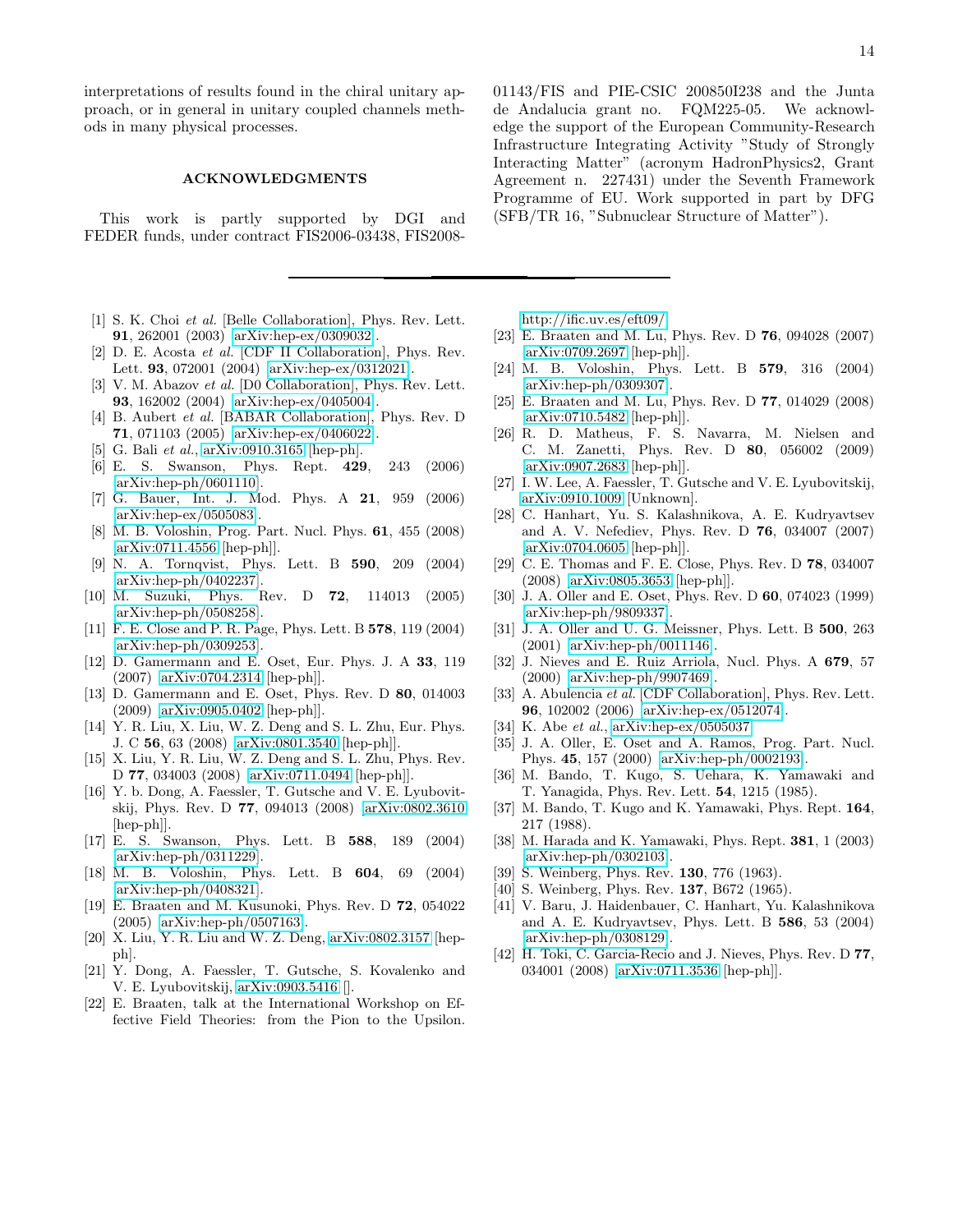interpretations of results found in the chiral unitary approach, or in general in unitary coupled channels methods in many physical processes.

## ACKNOWLEDGMENTS

This work is partly supported by DGI and FEDER funds, under contract FIS2006-03438, FIS2008-01143/FIS and PIE-CSIC 200850I238 and the Junta de Andalucia grant no. FQM225-05. We acknowledge the support of the European Community-Research Infrastructure Integrating Activity "Study of Strongly Interacting Matter" (acronym HadronPhysics2, Grant Agreement n. 227431) under the Seventh Framework Programme of EU. Work supported in part by DFG (SFB/TR 16, "Subnuclear Structure of Matter").

---

- [1] S. K. Choi *et al.* [Belle Collaboration], Phys. Rev. Lett. **91**, 262001 (2003) [arXiv:hep-ex/0309032].
- [2] D. E. Acosta *et al.* [CDF II Collaboration], Phys. Rev. Lett. **93**, 072001 (2004) [arXiv:hep-ex/0312021].
- [3] V. M. Abazov *et al.* [D0 Collaboration], Phys. Rev. Lett. **93**, 162002 (2004) [arXiv:hep-ex/0405004].
- [4] B. Aubert *et al.* [BABAR Collaboration], Phys. Rev. D **71**, 071103 (2005) [arXiv:hep-ex/0406022].
- [5] G. Bali *et al.*, arXiv:0910.3165 [hep-ph].
- [6] E. S. Swanson, Phys. Rept. **429**, 243 (2006) [arXiv:hep-ph/0601110].
- [7] G. Bauer, Int. J. Mod. Phys. A **21**, 959 (2006) [arXiv:hep-ex/0505083].
- [8] M. B. Voloshin, Prog. Part. Nucl. Phys. **61**, 455 (2008) [arXiv:0711.4556 [hep-ph]].
- [9] N. A. Tornqvist, Phys. Lett. B **590**, 209 (2004) [arXiv:hep-ph/0402237].
- [10] M. Suzuki, Phys. Rev. D **72**, 114013 (2005) [arXiv:hep-ph/0508258].
- [11] F. E. Close and P. R. Page, Phys. Lett. B **578**, 119 (2004) [arXiv:hep-ph/0309253].
- [12] D. Gamermann and E. Oset, Eur. Phys. J. A **33**, 119 (2007) [arXiv:0704.2314 [hep-ph]].
- [13] D. Gamermann and E. Oset, Phys. Rev. D **80**, 014003 (2009) [arXiv:0905.0402 [hep-ph]].
- [14] Y. R. Liu, X. Liu, W. Z. Deng and S. L. Zhu, Eur. Phys. J. C **56**, 63 (2008) [arXiv:0801.3540 [hep-ph]].
- [15] X. Liu, Y. R. Liu, W. Z. Deng and S. L. Zhu, Phys. Rev. D **77**, 034003 (2008) [arXiv:0711.0494 [hep-ph]].
- [16] Y. b. Dong, A. Faessler, T. Gutsche and V. E. Lyubovitskij, Phys. Rev. D **77**, 094013 (2008) [arXiv:0802.3610 [hep-ph]].
- [17] E. S. Swanson, Phys. Lett. B **588**, 189 (2004) [arXiv:hep-ph/0311229].
- [18] M. B. Voloshin, Phys. Lett. B **604**, 69 (2004) [arXiv:hep-ph/0408321].
- [19] E. Braaten and M. Kusunoki, Phys. Rev. D **72**, 054022 (2005) [arXiv:hep-ph/0507163].
- [20] X. Liu, Y. R. Liu and W. Z. Deng, arXiv:0802.3157 [hep-ph].
- [21] Y. Dong, A. Faessler, T. Gutsche, S. Kovalenko and V. E. Lyubovitskij, arXiv:0903.5416 [].
- [22] E. Braaten, talk at the International Workshop on Effective Field Theories: from the Pion to the Upsilon. http://ific.uv.es/eft09/
- [23] E. Braaten and M. Lu, Phys. Rev. D **76**, 094028 (2007) [arXiv:0709.2697 [hep-ph]].
- [24] M. B. Voloshin, Phys. Lett. B **579**, 316 (2004) [arXiv:hep-ph/0309307].
- [25] E. Braaten and M. Lu, Phys. Rev. D **77**, 014029 (2008) [arXiv:0710.5482 [hep-ph]].
- [26] R. D. Matheus, F. S. Navarra, M. Nielsen and C. M. Zanetti, Phys. Rev. D **80**, 056002 (2009) [arXiv:0907.2683 [hep-ph]].
- [27] I. W. Lee, A. Faessler, T. Gutsche and V. E. Lyubovitskij, arXiv:0910.1009 [Unknown].
- [28] C. Hanhart, Yu. S. Kalashnikova, A. E. Kudryavtsev and A. V. Nefediev, Phys. Rev. D **76**, 034007 (2007) [arXiv:0704.0605 [hep-ph]].
- [29] C. E. Thomas and F. E. Close, Phys. Rev. D **78**, 034007 (2008) [arXiv:0805.3653 [hep-ph]].
- [30] J. A. Oller and E. Oset, Phys. Rev. D **60**, 074023 (1999) [arXiv:hep-ph/9809337].
- [31] J. A. Oller and U. G. Meissner, Phys. Lett. B **500**, 263 (2001) [arXiv:hep-ph/0011146].
- [32] J. Nieves and E. Ruiz Arriola, Nucl. Phys. A **679**, 57 (2000) [arXiv:hep-ph/9907469].
- [33] A. Abulencia *et al.* [CDF Collaboration], Phys. Rev. Lett. **96**, 102002 (2006) [arXiv:hep-ex/0512074].
- [34] K. Abe *et al.*, arXiv:hep-ex/0505037
- [35] J. A. Oller, E. Oset and A. Ramos, Prog. Part. Nucl. Phys. **45**, 157 (2000) [arXiv:hep-ph/0002193].
- [36] M. Bando, T. Kugo, S. Uehara, K. Yamawaki and T. Yanagida, Phys. Rev. Lett. **54**, 1215 (1985).
- [37] M. Bando, T. Kugo and K. Yamawaki, Phys. Rept. **164**, 217 (1988).
- [38] M. Harada and K. Yamawaki, Phys. Rept. **381**, 1 (2003) [arXiv:hep-ph/0302103].
- [39] S. Weinberg, Phys. Rev. **130**, 776 (1963).
- [40] S. Weinberg, Phys. Rev. **137**, B672 (1965).
- [41] V. Baru, J. Haidenbauer, C. Hanhart, Yu. Kalashnikova and A. E. Kudryavtsev, Phys. Lett. B **586**, 53 (2004) [arXiv:hep-ph/0308129].
- [42] H. Toki, C. Garcia-Recio and J. Nieves, Phys. Rev. D **77**, 034001 (2008) [arXiv:0711.3536 [hep-ph]].